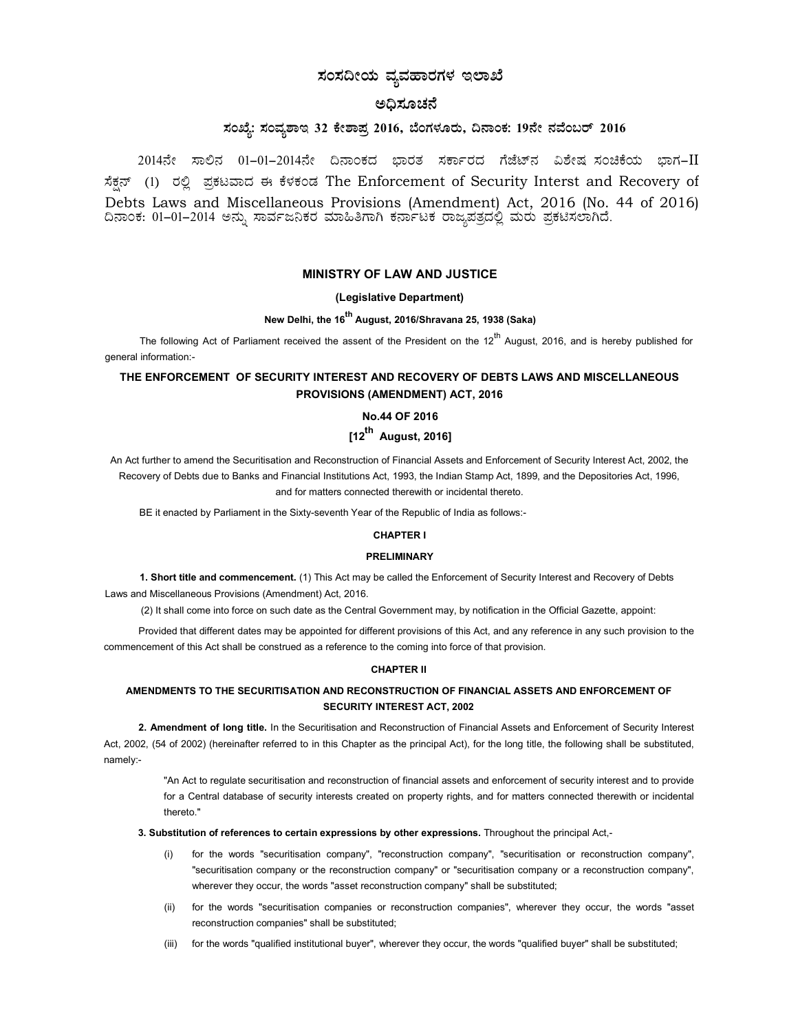# ಸಂಸದೀಯ ವ್ಯವಹಾರಗಳ ಇಲಾಖೆ

## ಅಧಿಸೂಚನೆ

### ಸಂಖ್ಯೆ: ಸಂವ್ಯಶಾಇ 32 ಕೇಶಾಪ್ರ 2016, ಬೆಂಗಳೂರು, ದಿನಾಂಕ: 19ನೇ ನವೆಂಬರ್ 2016

2014ನೇ ಸಾಲಿನ 01–01–2014ನೇ ದಿನಾಂಕದ ಭಾರತ ಸರ್ಕಾರದ ಗೆಜೆಟ್‌ನ ವಿಶೇಷ ಸಂಚಿಕೆಯ ಭಾಗ–II ಸೆಕ್ಷನ್ (1) ರಲ್ಲಿ ಪ್ರಕಟವಾದ ಈ ಕೆಳಕಂಡ The Enforcement of Security Interst and Recovery of Debts Laws and Miscellaneous Provisions (Amendment) Act, 2016 (No. 44 of 2016) ದಿನಾಂಕ: 01–01–2014 ಅನ್ನು ಸಾರ್ವಜನಿಕರ ಮಾಹಿತಿಗಾಗಿ ಕರ್ನಾಟಕ ರಾಜ್ಯಪತ್ರದಲ್ಲಿ ಮರು ಪ್ರಕಟಿಸಲಾಗಿದೆ.

## MINISTRY OF LAW AND JUSTICE

**(Legislative Department)**

**New Delhi, the 16th August, 2016/Shravana 25, 1938 (Saka)**

The following Act of Parliament received the assent of the President on the 12th August, 2016, and is hereby published for general information:-

## THE ENFORCEMENT OF SECURITY INTEREST AND RECOVERY OF DEBTS LAWS AND MISCELLANEOUS PROVISIONS (AMENDMENT) ACT, 2016

**No.44 OF 2016**

**[12th August, 2016]**

An Act further to amend the Securitisation and Reconstruction of Financial Assets and Enforcement of Security Interest Act, 2002, the Recovery of Debts due to Banks and Financial Institutions Act, 1993, the Indian Stamp Act, 1899, and the Depositories Act, 1996, and for matters connected therewith or incidental thereto.

BE it enacted by Parliament in the Sixty-seventh Year of the Republic of India as follows:-

### CHAPTER I

### PRELIMINARY

**1. Short title and commencement.** (1) This Act may be called the Enforcement of Security Interest and Recovery of Debts Laws and Miscellaneous Provisions (Amendment) Act, 2016.

(2) It shall come into force on such date as the Central Government may, by notification in the Official Gazette, appoint:

Provided that different dates may be appointed for different provisions of this Act, and any reference in any such provision to the commencement of this Act shall be construed as a reference to the coming into force of that provision.

### CHAPTER II

### AMENDMENTS TO THE SECURITISATION AND RECONSTRUCTION OF FINANCIAL ASSETS AND ENFORCEMENT OF SECURITY INTEREST ACT, 2002

**2. Amendment of long title.** In the Securitisation and Reconstruction of Financial Assets and Enforcement of Security Interest Act, 2002, (54 of 2002) (hereinafter referred to in this Chapter as the principal Act), for the long title, the following shall be substituted, namely:-

> "An Act to regulate securitisation and reconstruction of financial assets and enforcement of security interest and to provide for a Central database of security interests created on property rights, and for matters connected therewith or incidental thereto."

**3. Substitution of references to certain expressions by other expressions.** Throughout the principal Act,-

(i) for the words "securitisation company", "reconstruction company", "securitisation or reconstruction company", "securitisation company or the reconstruction company" or "securitisation company or a reconstruction company", wherever they occur, the words "asset reconstruction company" shall be substituted;

(ii) for the words "securitisation companies or reconstruction companies", wherever they occur, the words "asset reconstruction companies" shall be substituted;

(iii) for the words "qualified institutional buyer", wherever they occur, the words "qualified buyer" shall be substituted;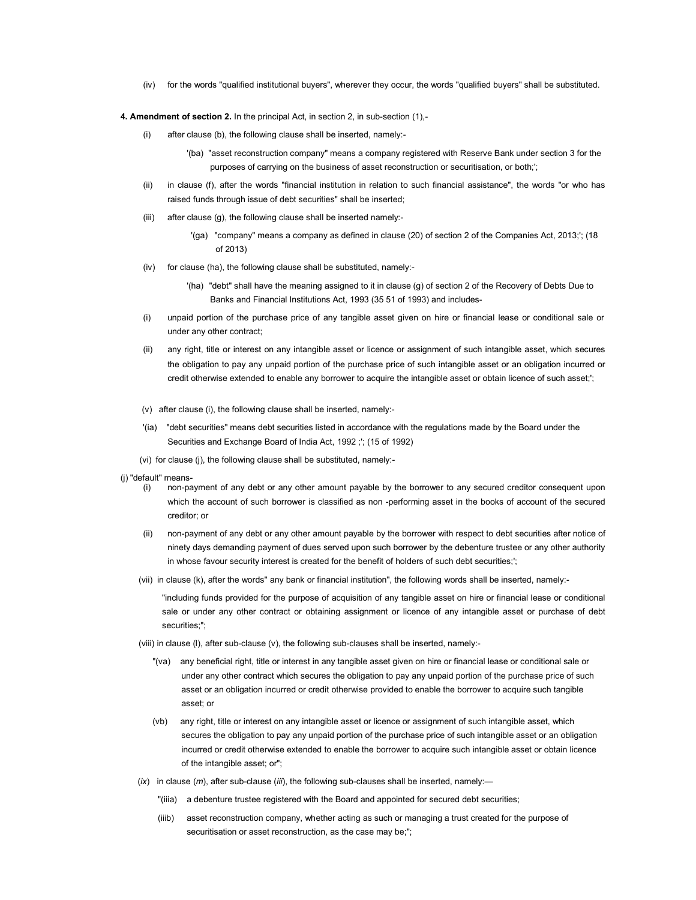(iv) for the words "qualified institutional buyers", wherever they occur, the words "qualified buyers" shall be substituted.

**4. Amendment of section 2.** In the principal Act, in section 2, in sub-section (1),-

(i) after clause (b), the following clause shall be inserted, namely:-

'(ba) "asset reconstruction company" means a company registered with Reserve Bank under section 3 for the purposes of carrying on the business of asset reconstruction or securitisation, or both;';

(ii) in clause (f), after the words "financial institution in relation to such financial assistance", the words "or who has raised funds through issue of debt securities" shall be inserted;

(iii) after clause (g), the following clause shall be inserted namely:-

'(ga) "company" means a company as defined in clause (20) of section 2 of the Companies Act, 2013;'; (18 of 2013)

(iv) for clause (ha), the following clause shall be substituted, namely:-

'(ha) "debt" shall have the meaning assigned to it in clause (g) of section 2 of the Recovery of Debts Due to Banks and Financial Institutions Act, 1993 (35 51 of 1993) and includes-

(i) unpaid portion of the purchase price of any tangible asset given on hire or financial lease or conditional sale or under any other contract;

(ii) any right, title or interest on any intangible asset or licence or assignment of such intangible asset, which secures the obligation to pay any unpaid portion of the purchase price of such intangible asset or an obligation incurred or credit otherwise extended to enable any borrower to acquire the intangible asset or obtain licence of such asset;';

(v) after clause (i), the following clause shall be inserted, namely:-

'(ia) "debt securities" means debt securities listed in accordance with the regulations made by the Board under the Securities and Exchange Board of India Act, 1992 ;'; (15 of 1992)

(vi) for clause (j), the following clause shall be substituted, namely:-

(j) "default" means-

(i) non-payment of any debt or any other amount payable by the borrower to any secured creditor consequent upon which the account of such borrower is classified as non -performing asset in the books of account of the secured creditor; or

(ii) non-payment of any debt or any other amount payable by the borrower with respect to debt securities after notice of ninety days demanding payment of dues served upon such borrower by the debenture trustee or any other authority in whose favour security interest is created for the benefit of holders of such debt securities;';

(vii) in clause (k), after the words" any bank or financial institution", the following words shall be inserted, namely:-

"including funds provided for the purpose of acquisition of any tangible asset on hire or financial lease or conditional sale or under any other contract or obtaining assignment or licence of any intangible asset or purchase of debt securities;";

(viii) in clause (l), after sub-clause (v), the following sub-clauses shall be inserted, namely:-

"(va) any beneficial right, title or interest in any tangible asset given on hire or financial lease or conditional sale or under any other contract which secures the obligation to pay any unpaid portion of the purchase price of such asset or an obligation incurred or credit otherwise provided to enable the borrower to acquire such tangible asset; or

(vb) any right, title or interest on any intangible asset or licence or assignment of such intangible asset, which secures the obligation to pay any unpaid portion of the purchase price of such intangible asset or an obligation incurred or credit otherwise extended to enable the borrower to acquire such intangible asset or obtain licence of the intangible asset; or";

(*ix*) in clause (*m*), after sub-clause (*iii*), the following sub-clauses shall be inserted, namely:—

"(iiia) a debenture trustee registered with the Board and appointed for secured debt securities;

(iiib) asset reconstruction company, whether acting as such or managing a trust created for the purpose of securitisation or asset reconstruction, as the case may be;";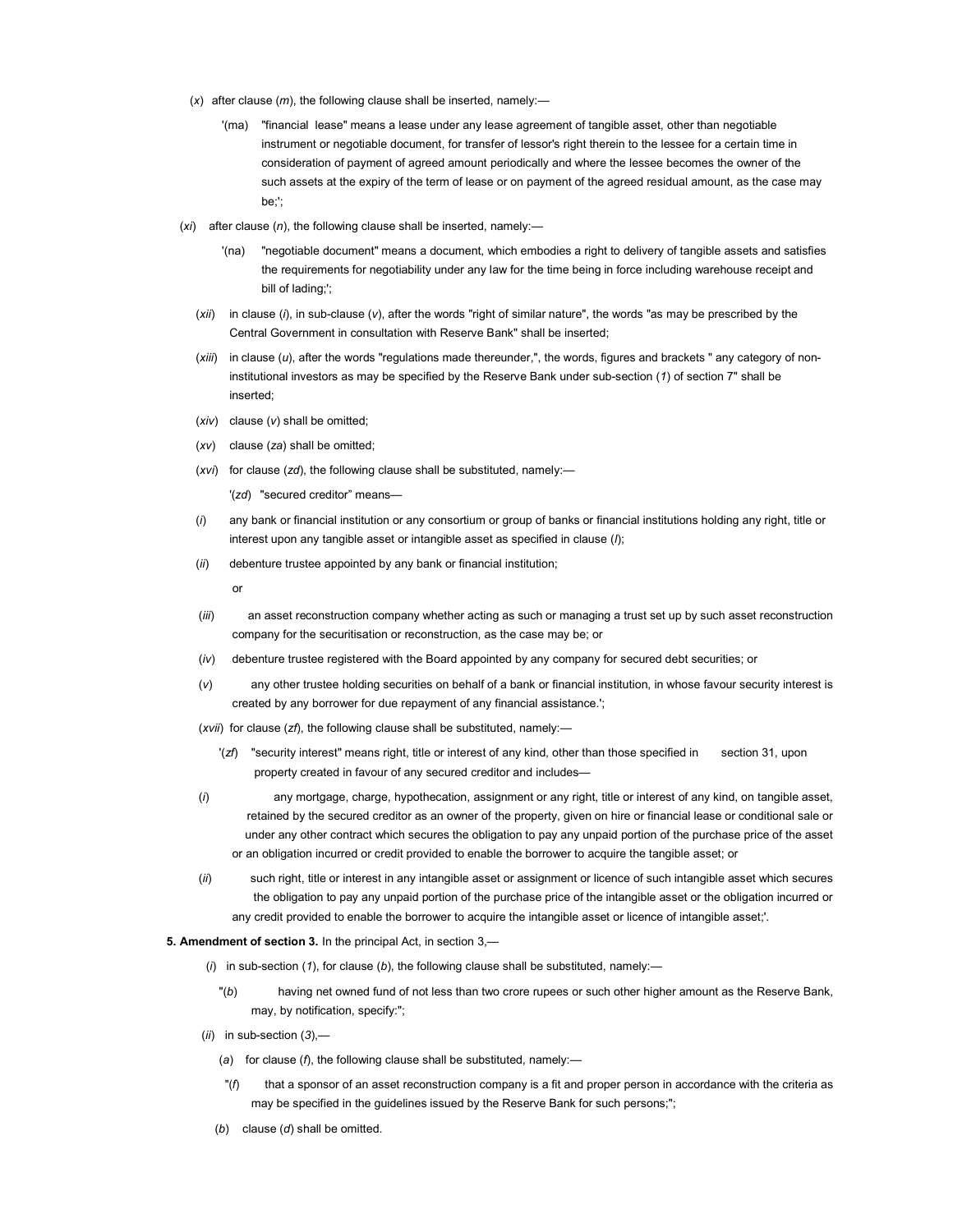(*x*) after clause (*m*), the following clause shall be inserted, namely:—

'(ma) "financial lease" means a lease under any lease agreement of tangible asset, other than negotiable instrument or negotiable document, for transfer of lessor's right therein to the lessee for a certain time in consideration of payment of agreed amount periodically and where the lessee becomes the owner of the such assets at the expiry of the term of lease or on payment of the agreed residual amount, as the case may be;';

(*xi*) after clause (*n*), the following clause shall be inserted, namely:—

'(na) "negotiable document" means a document, which embodies a right to delivery of tangible assets and satisfies the requirements for negotiability under any law for the time being in force including warehouse receipt and bill of lading;';

(*xii*) in clause (*i*), in sub-clause (*v*), after the words "right of similar nature", the words "as may be prescribed by the Central Government in consultation with Reserve Bank" shall be inserted;

(*xiii*) in clause (*u*), after the words "regulations made thereunder,", the words, figures and brackets " any category of non-institutional investors as may be specified by the Reserve Bank under sub-section (*1*) of section 7" shall be inserted;

(*xiv*) clause (*v*) shall be omitted;

(*xv*) clause (*za*) shall be omitted;

(*xvi*) for clause (*zd*), the following clause shall be substituted, namely:—

'(*zd*) "secured creditor" means—

(*i*) any bank or financial institution or any consortium or group of banks or financial institutions holding any right, title or interest upon any tangible asset or intangible asset as specified in clause (*l*);

(*ii*) debenture trustee appointed by any bank or financial institution;

or

(*iii*) an asset reconstruction company whether acting as such or managing a trust set up by such asset reconstruction company for the securitisation or reconstruction, as the case may be; or

(*iv*) debenture trustee registered with the Board appointed by any company for secured debt securities; or

(*v*) any other trustee holding securities on behalf of a bank or financial institution, in whose favour security interest is created by any borrower for due repayment of any financial assistance.';

(*xvii*) for clause (*zf*), the following clause shall be substituted, namely:—

'(*zf*) "security interest" means right, title or interest of any kind, other than those specified in section 31, upon property created in favour of any secured creditor and includes—

(*i*) any mortgage, charge, hypothecation, assignment or any right, title or interest of any kind, on tangible asset, retained by the secured creditor as an owner of the property, given on hire or financial lease or conditional sale or under any other contract which secures the obligation to pay any unpaid portion of the purchase price of the asset or an obligation incurred or credit provided to enable the borrower to acquire the tangible asset; or

(*ii*) such right, title or interest in any intangible asset or assignment or licence of such intangible asset which secures the obligation to pay any unpaid portion of the purchase price of the intangible asset or the obligation incurred or any credit provided to enable the borrower to acquire the intangible asset or licence of intangible asset;'.

**5. Amendment of section 3.** In the principal Act, in section 3,—

(*i*) in sub-section (*1*), for clause (*b*), the following clause shall be substituted, namely:—

"(*b*) having net owned fund of not less than two crore rupees or such other higher amount as the Reserve Bank, may, by notification, specify:";

(*ii*) in sub-section (*3*),—

(*a*) for clause (*f*), the following clause shall be substituted, namely:—

"(*f*) that a sponsor of an asset reconstruction company is a fit and proper person in accordance with the criteria as may be specified in the guidelines issued by the Reserve Bank for such persons;";

(*b*) clause (*d*) shall be omitted.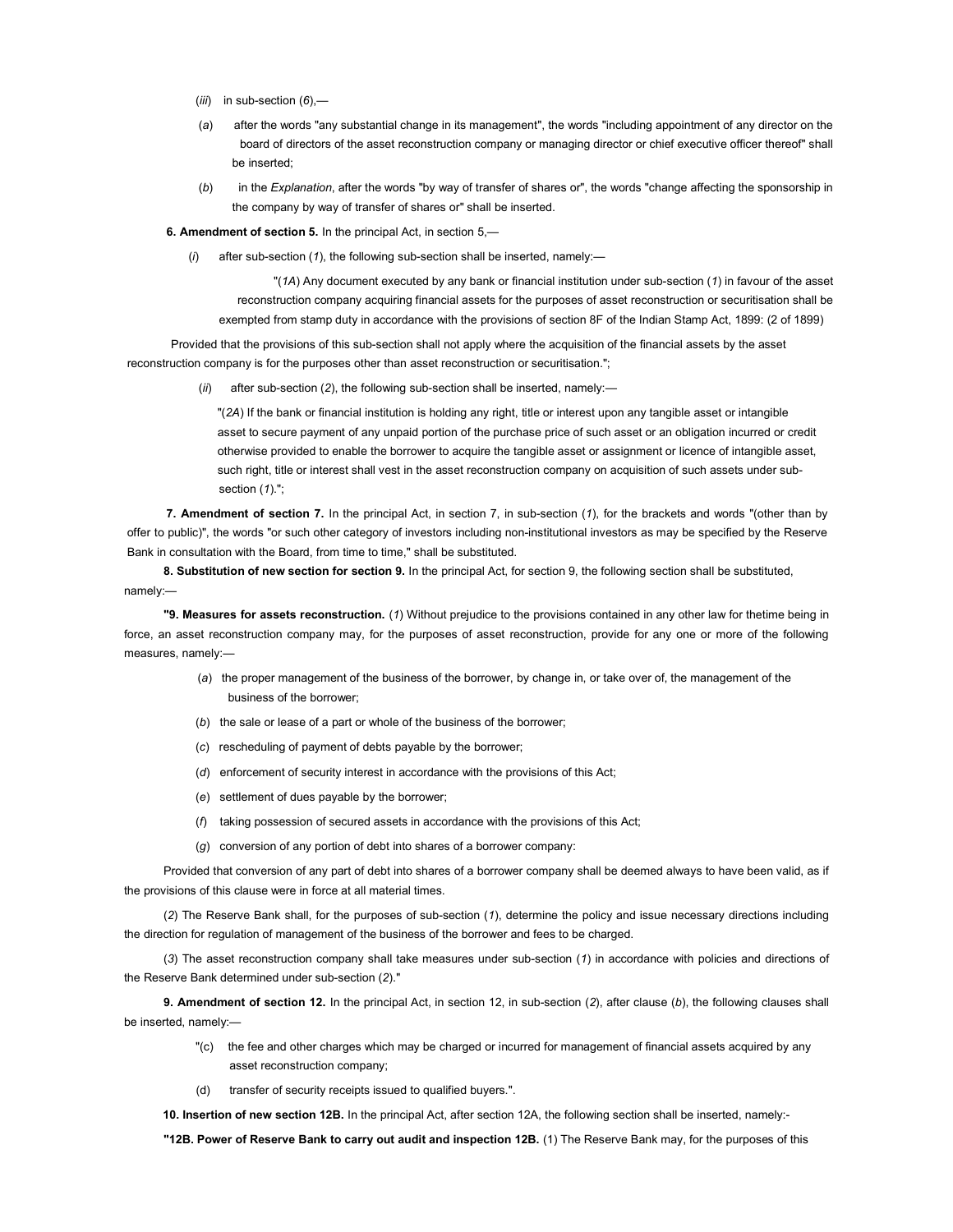(*iii*) in sub-section (*6*),—

(*a*) after the words "any substantial change in its management", the words "including appointment of any director on the board of directors of the asset reconstruction company or managing director or chief executive officer thereof" shall be inserted;

(*b*) in the *Explanation,* after the words "by way of transfer of shares or", the words "change affecting the sponsorship in the company by way of transfer of shares or" shall be inserted.

**6. Amendment of section 5.** In the principal Act, in section 5,—

(*i*) after sub-section (*1*), the following sub-section shall be inserted, namely:—

"(*1A*) Any document executed by any bank or financial institution under sub-section (*1*) in favour of the asset reconstruction company acquiring financial assets for the purposes of asset reconstruction or securitisation shall be exempted from stamp duty in accordance with the provisions of section 8F of the Indian Stamp Act, 1899: (2 of 1899)

Provided that the provisions of this sub-section shall not apply where the acquisition of the financial assets by the asset reconstruction company is for the purposes other than asset reconstruction or securitisation.";

(*ii*) after sub-section (*2*), the following sub-section shall be inserted, namely:—

"(*2A*) If the bank or financial institution is holding any right, title or interest upon any tangible asset or intangible asset to secure payment of any unpaid portion of the purchase price of such asset or an obligation incurred or credit otherwise provided to enable the borrower to acquire the tangible asset or assignment or licence of intangible asset, such right, title or interest shall vest in the asset reconstruction company on acquisition of such assets under sub-section (*1*).";

**7. Amendment of section 7.** In the principal Act, in section 7, in sub-section (*1*), for the brackets and words "(other than by offer to public)", the words "or such other category of investors including non-institutional investors as may be specified by the Reserve Bank in consultation with the Board, from time to time," shall be substituted.

**8. Substitution of new section for section 9.** In the principal Act, for section 9, the following section shall be substituted, namely:—

**"9. Measures for assets reconstruction.** (*1*) Without prejudice to the provisions contained in any other law for thetime being in force, an asset reconstruction company may, for the purposes of asset reconstruction, provide for any one or more of the following measures, namely:—

(*a*) the proper management of the business of the borrower, by change in, or take over of, the management of the business of the borrower;

(*b*) the sale or lease of a part or whole of the business of the borrower;

(*c*) rescheduling of payment of debts payable by the borrower;

(*d*) enforcement of security interest in accordance with the provisions of this Act;

(*e*) settlement of dues payable by the borrower;

(*f*) taking possession of secured assets in accordance with the provisions of this Act;

(*g*) conversion of any portion of debt into shares of a borrower company:

Provided that conversion of any part of debt into shares of a borrower company shall be deemed always to have been valid, as if the provisions of this clause were in force at all material times.

(*2*) The Reserve Bank shall, for the purposes of sub-section (*1*), determine the policy and issue necessary directions including the direction for regulation of management of the business of the borrower and fees to be charged.

(*3*) The asset reconstruction company shall take measures under sub-section (*1*) in accordance with policies and directions of the Reserve Bank determined under sub-section (*2*)."

**9. Amendment of section 12.** In the principal Act, in section 12, in sub-section (*2*), after clause (*b*), the following clauses shall be inserted, namely:—

"(c) the fee and other charges which may be charged or incurred for management of financial assets acquired by any asset reconstruction company;

(d) transfer of security receipts issued to qualified buyers.".

**10. Insertion of new section 12B.** In the principal Act, after section 12A, the following section shall be inserted, namely:-

**"12B. Power of Reserve Bank to carry out audit and inspection 12B.** (1) The Reserve Bank may, for the purposes of this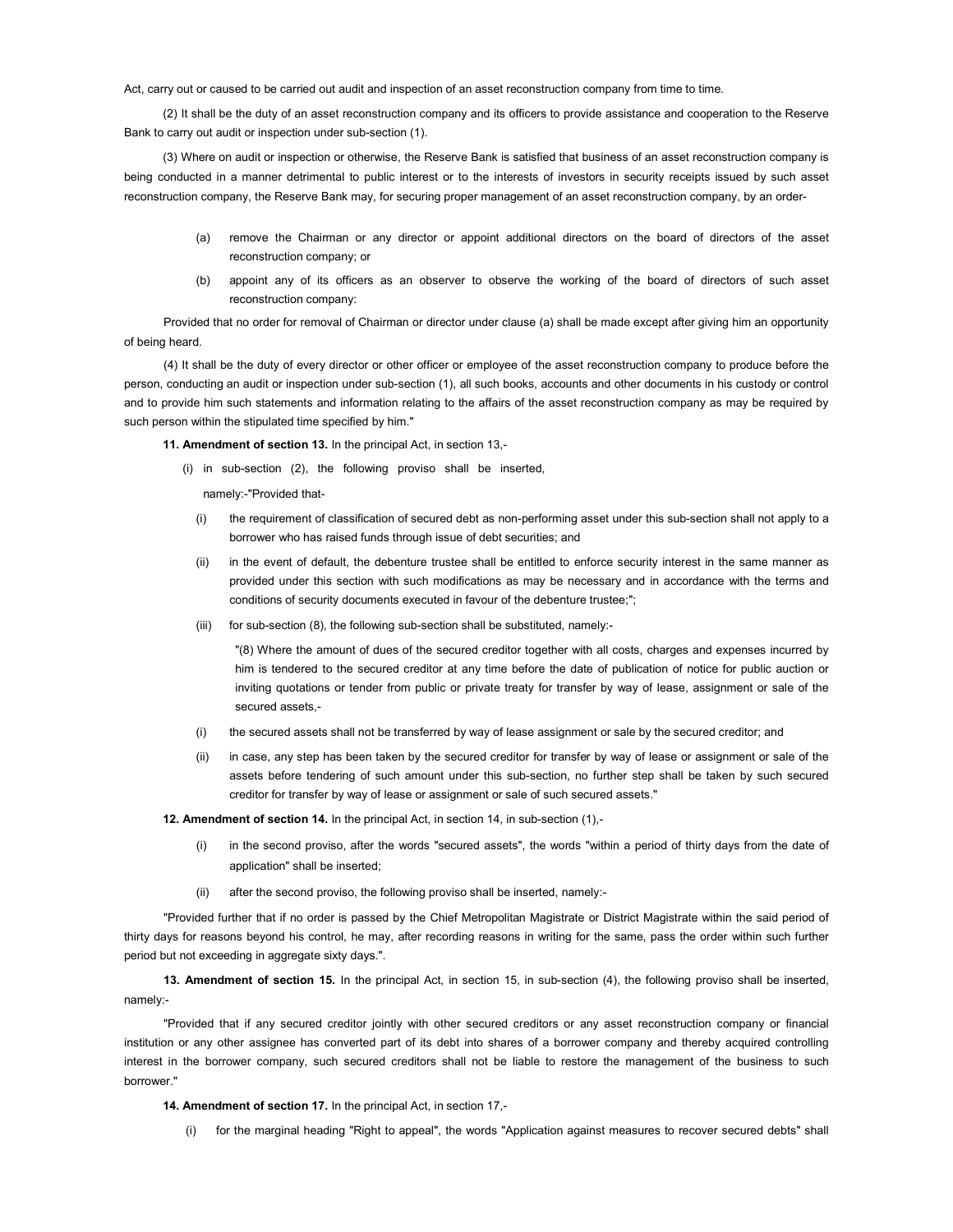Act, carry out or caused to be carried out audit and inspection of an asset reconstruction company from time to time.

(2) It shall be the duty of an asset reconstruction company and its officers to provide assistance and cooperation to the Reserve Bank to carry out audit or inspection under sub-section (1).

(3) Where on audit or inspection or otherwise, the Reserve Bank is satisfied that business of an asset reconstruction company is being conducted in a manner detrimental to public interest or to the interests of investors in security receipts issued by such asset reconstruction company, the Reserve Bank may, for securing proper management of an asset reconstruction company, by an order-

(a) remove the Chairman or any director or appoint additional directors on the board of directors of the asset reconstruction company; or

(b) appoint any of its officers as an observer to observe the working of the board of directors of such asset reconstruction company:

Provided that no order for removal of Chairman or director under clause (a) shall be made except after giving him an opportunity of being heard.

(4) It shall be the duty of every director or other officer or employee of the asset reconstruction company to produce before the person, conducting an audit or inspection under sub-section (1), all such books, accounts and other documents in his custody or control and to provide him such statements and information relating to the affairs of the asset reconstruction company as may be required by such person within the stipulated time specified by him."

**11. Amendment of section 13.** In the principal Act, in section 13,-

(i) in sub-section (2), the following proviso shall be inserted,

namely:-"Provided that-

(i) the requirement of classification of secured debt as non-performing asset under this sub-section shall not apply to a borrower who has raised funds through issue of debt securities; and

(ii) in the event of default, the debenture trustee shall be entitled to enforce security interest in the same manner as provided under this section with such modifications as may be necessary and in accordance with the terms and conditions of security documents executed in favour of the debenture trustee;";

(iii) for sub-section (8), the following sub-section shall be substituted, namely:-

"(8) Where the amount of dues of the secured creditor together with all costs, charges and expenses incurred by him is tendered to the secured creditor at any time before the date of publication of notice for public auction or inviting quotations or tender from public or private treaty for transfer by way of lease, assignment or sale of the secured assets,-

(i) the secured assets shall not be transferred by way of lease assignment or sale by the secured creditor; and

(ii) in case, any step has been taken by the secured creditor for transfer by way of lease or assignment or sale of the assets before tendering of such amount under this sub-section, no further step shall be taken by such secured creditor for transfer by way of lease or assignment or sale of such secured assets."

**12. Amendment of section 14.** In the principal Act, in section 14, in sub-section (1),-

(i) in the second proviso, after the words "secured assets", the words "within a period of thirty days from the date of application" shall be inserted;

(ii) after the second proviso, the following proviso shall be inserted, namely:-

"Provided further that if no order is passed by the Chief Metropolitan Magistrate or District Magistrate within the said period of thirty days for reasons beyond his control, he may, after recording reasons in writing for the same, pass the order within such further period but not exceeding in aggregate sixty days.".

**13. Amendment of section 15.** In the principal Act, in section 15, in sub-section (4), the following proviso shall be inserted, namely:-

"Provided that if any secured creditor jointly with other secured creditors or any asset reconstruction company or financial institution or any other assignee has converted part of its debt into shares of a borrower company and thereby acquired controlling interest in the borrower company, such secured creditors shall not be liable to restore the management of the business to such borrower."

**14. Amendment of section 17.** In the principal Act, in section 17,-

(i) for the marginal heading "Right to appeal", the words "Application against measures to recover secured debts" shall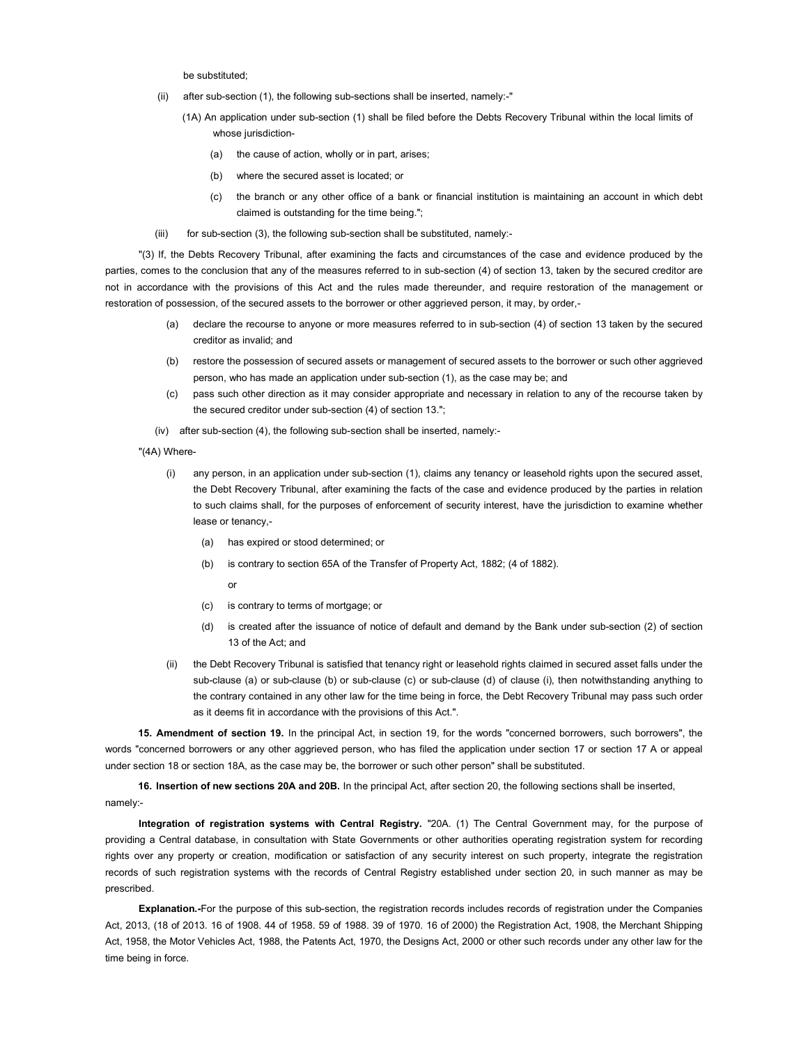be substituted;

(ii) after sub-section (1), the following sub-sections shall be inserted, namely:-"

(1A) An application under sub-section (1) shall be filed before the Debts Recovery Tribunal within the local limits of whose jurisdiction-

(a) the cause of action, wholly or in part, arises;

(b) where the secured asset is located; or

(c) the branch or any other office of a bank or financial institution is maintaining an account in which debt claimed is outstanding for the time being.";

(iii) for sub-section (3), the following sub-section shall be substituted, namely:-

"(3) If, the Debts Recovery Tribunal, after examining the facts and circumstances of the case and evidence produced by the parties, comes to the conclusion that any of the measures referred to in sub-section (4) of section 13, taken by the secured creditor are not in accordance with the provisions of this Act and the rules made thereunder, and require restoration of the management or restoration of possession, of the secured assets to the borrower or other aggrieved person, it may, by order,-

(a) declare the recourse to anyone or more measures referred to in sub-section (4) of section 13 taken by the secured creditor as invalid; and

(b) restore the possession of secured assets or management of secured assets to the borrower or such other aggrieved person, who has made an application under sub-section (1), as the case may be; and

(c) pass such other direction as it may consider appropriate and necessary in relation to any of the recourse taken by the secured creditor under sub-section (4) of section 13.";

(iv) after sub-section (4), the following sub-section shall be inserted, namely:-

"(4A) Where-

(i) any person, in an application under sub-section (1), claims any tenancy or leasehold rights upon the secured asset, the Debt Recovery Tribunal, after examining the facts of the case and evidence produced by the parties in relation to such claims shall, for the purposes of enforcement of security interest, have the jurisdiction to examine whether lease or tenancy,-

(a) has expired or stood determined; or

(b) is contrary to section 65A of the Transfer of Property Act, 1882; (4 of 1882).

or

(c) is contrary to terms of mortgage; or

(d) is created after the issuance of notice of default and demand by the Bank under sub-section (2) of section 13 of the Act; and

(ii) the Debt Recovery Tribunal is satisfied that tenancy right or leasehold rights claimed in secured asset falls under the sub-clause (a) or sub-clause (b) or sub-clause (c) or sub-clause (d) of clause (i), then notwithstanding anything to the contrary contained in any other law for the time being in force, the Debt Recovery Tribunal may pass such order as it deems fit in accordance with the provisions of this Act.".

**15. Amendment of section 19.** In the principal Act, in section 19, for the words "concerned borrowers, such borrowers", the words "concerned borrowers or any other aggrieved person, who has filed the application under section 17 or section 17 A or appeal under section 18 or section 18A, as the case may be, the borrower or such other person" shall be substituted.

**16. Insertion of new sections 20A and 20B.** In the principal Act, after section 20, the following sections shall be inserted, namely:-

**Integration of registration systems with Central Registry.** "20A. (1) The Central Government may, for the purpose of providing a Central database, in consultation with State Governments or other authorities operating registration system for recording rights over any property or creation, modification or satisfaction of any security interest on such property, integrate the registration records of such registration systems with the records of Central Registry established under section 20, in such manner as may be prescribed.

**Explanation.-**For the purpose of this sub-section, the registration records includes records of registration under the Companies Act, 2013, (18 of 2013. 16 of 1908. 44 of 1958. 59 of 1988. 39 of 1970. 16 of 2000) the Registration Act, 1908, the Merchant Shipping Act, 1958, the Motor Vehicles Act, 1988, the Patents Act, 1970, the Designs Act, 2000 or other such records under any other law for the time being in force.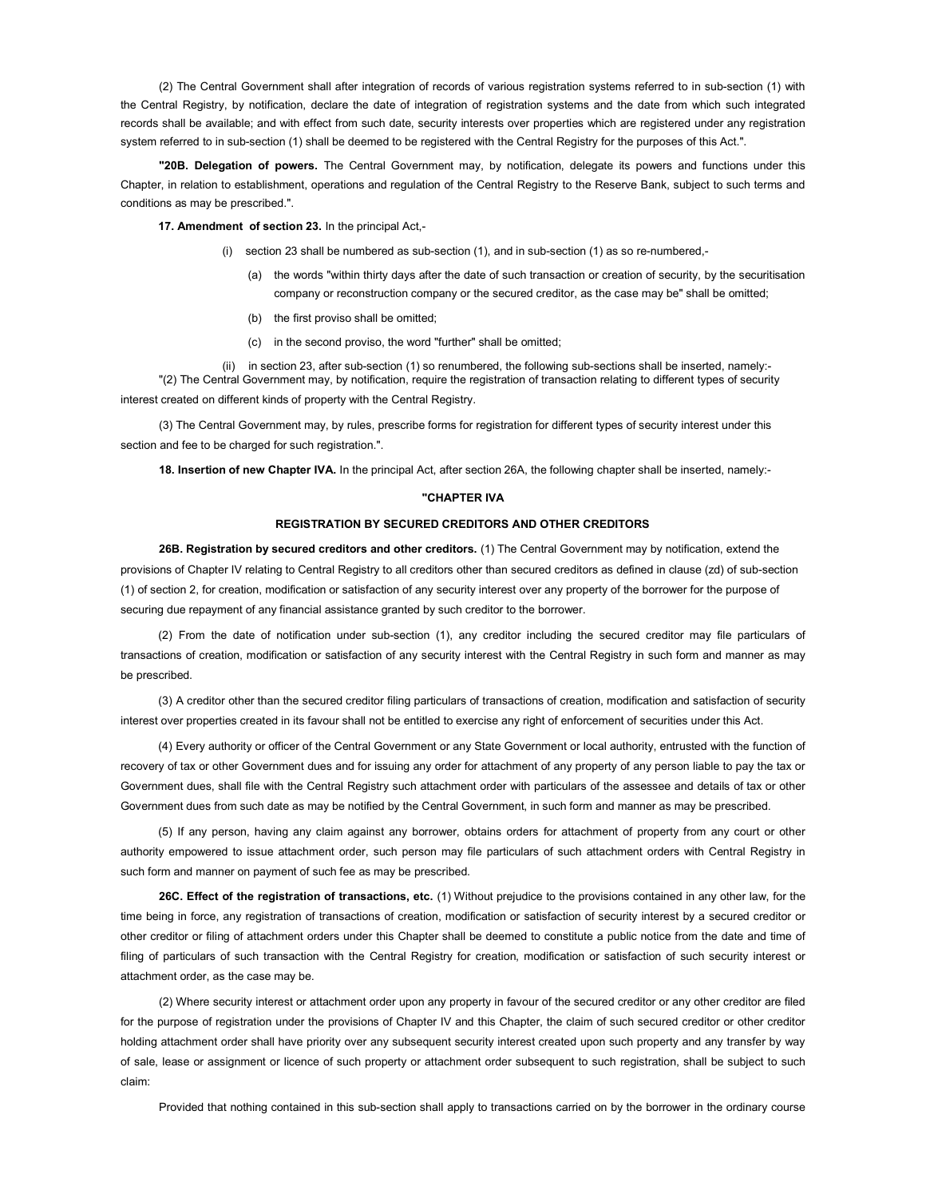(2) The Central Government shall after integration of records of various registration systems referred to in sub-section (1) with the Central Registry, by notification, declare the date of integration of registration systems and the date from which such integrated records shall be available; and with effect from such date, security interests over properties which are registered under any registration system referred to in sub-section (1) shall be deemed to be registered with the Central Registry for the purposes of this Act.".

**"20B. Delegation of powers.** The Central Government may, by notification, delegate its powers and functions under this Chapter, in relation to establishment, operations and regulation of the Central Registry to the Reserve Bank, subject to such terms and conditions as may be prescribed.".

**17. Amendment of section 23.** In the principal Act,-

(i) section 23 shall be numbered as sub-section (1), and in sub-section (1) as so re-numbered,-

(a) the words "within thirty days after the date of such transaction or creation of security, by the securitisation company or reconstruction company or the secured creditor, as the case may be" shall be omitted;

(b) the first proviso shall be omitted;

(c) in the second proviso, the word "further" shall be omitted;

(ii) in section 23, after sub-section (1) so renumbered, the following sub-sections shall be inserted, namely:-

"(2) The Central Government may, by notification, require the registration of transaction relating to different types of security interest created on different kinds of property with the Central Registry.

(3) The Central Government may, by rules, prescribe forms for registration for different types of security interest under this section and fee to be charged for such registration.".

**18. Insertion of new Chapter IVA.** In the principal Act, after section 26A, the following chapter shall be inserted, namely:-

**"CHAPTER IVA**

**REGISTRATION BY SECURED CREDITORS AND OTHER CREDITORS**

**26B. Registration by secured creditors and other creditors.** (1) The Central Government may by notification, extend the provisions of Chapter IV relating to Central Registry to all creditors other than secured creditors as defined in clause (zd) of sub-section (1) of section 2, for creation, modification or satisfaction of any security interest over any property of the borrower for the purpose of securing due repayment of any financial assistance granted by such creditor to the borrower.

(2) From the date of notification under sub-section (1), any creditor including the secured creditor may file particulars of transactions of creation, modification or satisfaction of any security interest with the Central Registry in such form and manner as may be prescribed.

(3) A creditor other than the secured creditor filing particulars of transactions of creation, modification and satisfaction of security interest over properties created in its favour shall not be entitled to exercise any right of enforcement of securities under this Act.

(4) Every authority or officer of the Central Government or any State Government or local authority, entrusted with the function of recovery of tax or other Government dues and for issuing any order for attachment of any property of any person liable to pay the tax or Government dues, shall file with the Central Registry such attachment order with particulars of the assessee and details of tax or other Government dues from such date as may be notified by the Central Government, in such form and manner as may be prescribed.

(5) If any person, having any claim against any borrower, obtains orders for attachment of property from any court or other authority empowered to issue attachment order, such person may file particulars of such attachment orders with Central Registry in such form and manner on payment of such fee as may be prescribed.

**26C. Effect of the registration of transactions, etc.** (1) Without prejudice to the provisions contained in any other law, for the time being in force, any registration of transactions of creation, modification or satisfaction of security interest by a secured creditor or other creditor or filing of attachment orders under this Chapter shall be deemed to constitute a public notice from the date and time of filing of particulars of such transaction with the Central Registry for creation, modification or satisfaction of such security interest or attachment order, as the case may be.

(2) Where security interest or attachment order upon any property in favour of the secured creditor or any other creditor are filed for the purpose of registration under the provisions of Chapter IV and this Chapter, the claim of such secured creditor or other creditor holding attachment order shall have priority over any subsequent security interest created upon such property and any transfer by way of sale, lease or assignment or licence of such property or attachment order subsequent to such registration, shall be subject to such claim:

Provided that nothing contained in this sub-section shall apply to transactions carried on by the borrower in the ordinary course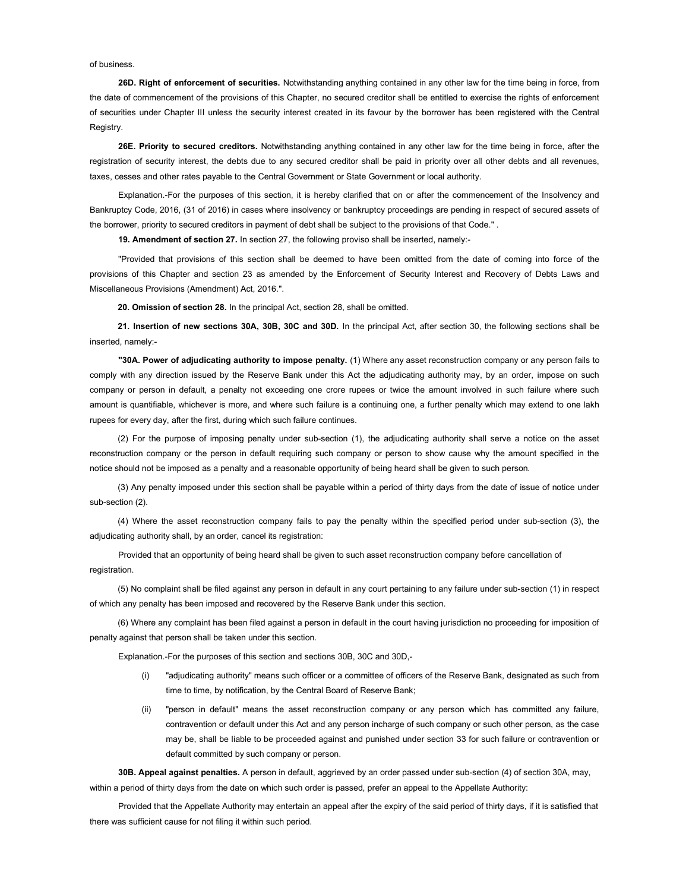of business.

**26D. Right of enforcement of securities.** Notwithstanding anything contained in any other law for the time being in force, from the date of commencement of the provisions of this Chapter, no secured creditor shall be entitled to exercise the rights of enforcement of securities under Chapter III unless the security interest created in its favour by the borrower has been registered with the Central Registry.

**26E. Priority to secured creditors.** Notwithstanding anything contained in any other law for the time being in force, after the registration of security interest, the debts due to any secured creditor shall be paid in priority over all other debts and all revenues, taxes, cesses and other rates payable to the Central Government or State Government or local authority.

Explanation.-For the purposes of this section, it is hereby clarified that on or after the commencement of the Insolvency and Bankruptcy Code, 2016, (31 of 2016) in cases where insolvency or bankruptcy proceedings are pending in respect of secured assets of the borrower, priority to secured creditors in payment of debt shall be subject to the provisions of that Code." .

**19. Amendment of section 27.** In section 27, the following proviso shall be inserted, namely:-

"Provided that provisions of this section shall be deemed to have been omitted from the date of coming into force of the provisions of this Chapter and section 23 as amended by the Enforcement of Security Interest and Recovery of Debts Laws and Miscellaneous Provisions (Amendment) Act, 2016.".

**20. Omission of section 28.** In the principal Act, section 28, shall be omitted.

**21. Insertion of new sections 30A, 30B, 30C and 30D.** In the principal Act, after section 30, the following sections shall be inserted, namely:-

**"30A. Power of adjudicating authority to impose penalty.** (1) Where any asset reconstruction company or any person fails to comply with any direction issued by the Reserve Bank under this Act the adjudicating authority may, by an order, impose on such company or person in default, a penalty not exceeding one crore rupees or twice the amount involved in such failure where such amount is quantifiable, whichever is more, and where such failure is a continuing one, a further penalty which may extend to one lakh rupees for every day, after the first, during which such failure continues.

(2) For the purpose of imposing penalty under sub-section (1), the adjudicating authority shall serve a notice on the asset reconstruction company or the person in default requiring such company or person to show cause why the amount specified in the notice should not be imposed as a penalty and a reasonable opportunity of being heard shall be given to such person.

(3) Any penalty imposed under this section shall be payable within a period of thirty days from the date of issue of notice under sub-section (2).

(4) Where the asset reconstruction company fails to pay the penalty within the specified period under sub-section (3), the adjudicating authority shall, by an order, cancel its registration:

Provided that an opportunity of being heard shall be given to such asset reconstruction company before cancellation of registration.

(5) No complaint shall be filed against any person in default in any court pertaining to any failure under sub-section (1) in respect of which any penalty has been imposed and recovered by the Reserve Bank under this section.

(6) Where any complaint has been filed against a person in default in the court having jurisdiction no proceeding for imposition of penalty against that person shall be taken under this section.

Explanation.-For the purposes of this section and sections 30B, 30C and 30D,-

(i) "adjudicating authority" means such officer or a committee of officers of the Reserve Bank, designated as such from time to time, by notification, by the Central Board of Reserve Bank;

(ii) "person in default" means the asset reconstruction company or any person which has committed any failure, contravention or default under this Act and any person incharge of such company or such other person, as the case may be, shall be liable to be proceeded against and punished under section 33 for such failure or contravention or default committed by such company or person.

**30B. Appeal against penalties.** A person in default, aggrieved by an order passed under sub-section (4) of section 30A, may, within a period of thirty days from the date on which such order is passed, prefer an appeal to the Appellate Authority:

Provided that the Appellate Authority may entertain an appeal after the expiry of the said period of thirty days, if it is satisfied that there was sufficient cause for not filing it within such period.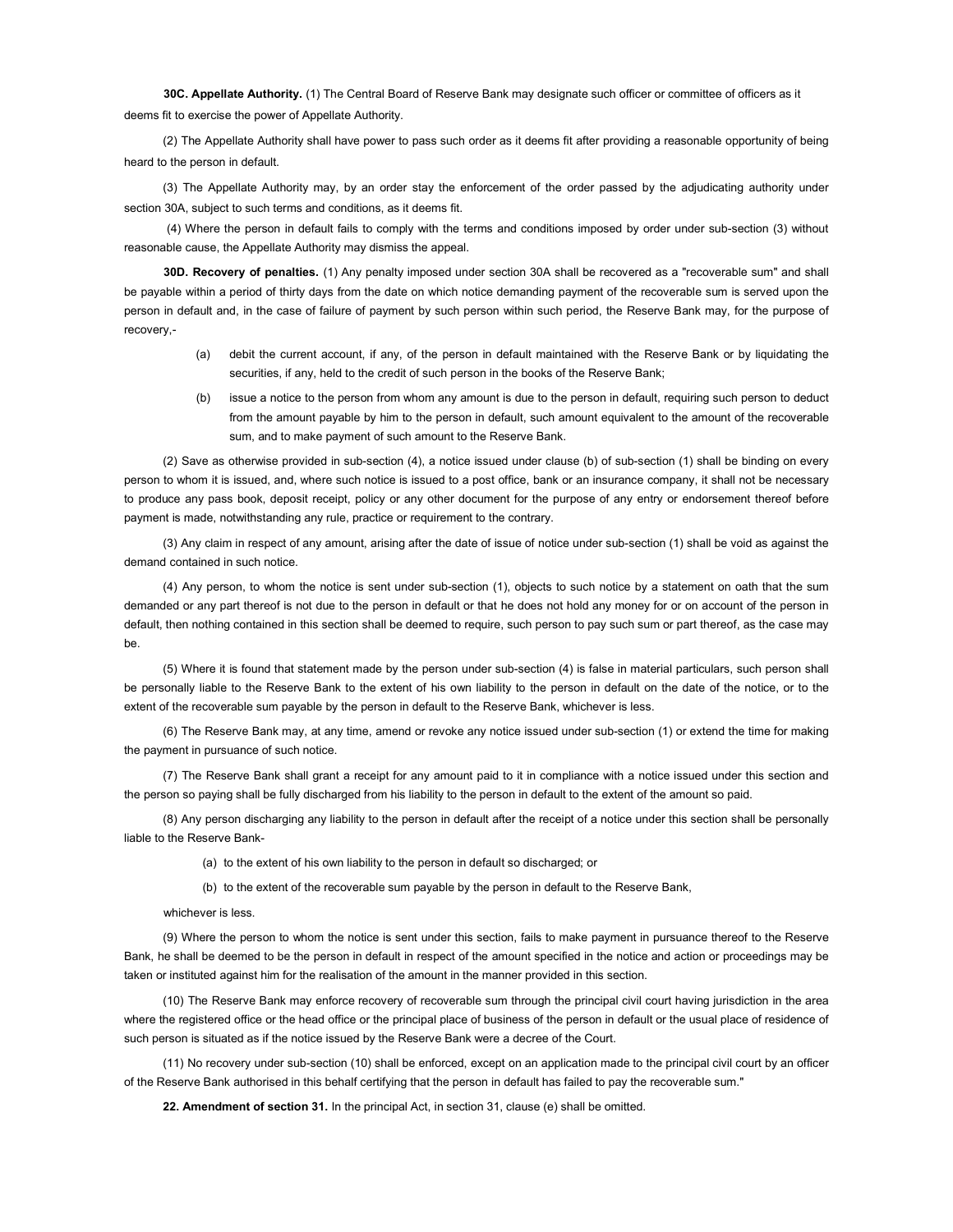**30C. Appellate Authority.** (1) The Central Board of Reserve Bank may designate such officer or committee of officers as it deems fit to exercise the power of Appellate Authority.

(2) The Appellate Authority shall have power to pass such order as it deems fit after providing a reasonable opportunity of being heard to the person in default.

(3) The Appellate Authority may, by an order stay the enforcement of the order passed by the adjudicating authority under section 30A, subject to such terms and conditions, as it deems fit.

(4) Where the person in default fails to comply with the terms and conditions imposed by order under sub-section (3) without reasonable cause, the Appellate Authority may dismiss the appeal.

**30D. Recovery of penalties.** (1) Any penalty imposed under section 30A shall be recovered as a "recoverable sum" and shall be payable within a period of thirty days from the date on which notice demanding payment of the recoverable sum is served upon the person in default and, in the case of failure of payment by such person within such period, the Reserve Bank may, for the purpose of recovery,-

(a) debit the current account, if any, of the person in default maintained with the Reserve Bank or by liquidating the securities, if any, held to the credit of such person in the books of the Reserve Bank;

(b) issue a notice to the person from whom any amount is due to the person in default, requiring such person to deduct from the amount payable by him to the person in default, such amount equivalent to the amount of the recoverable sum, and to make payment of such amount to the Reserve Bank.

(2) Save as otherwise provided in sub-section (4), a notice issued under clause (b) of sub-section (1) shall be binding on every person to whom it is issued, and, where such notice is issued to a post office, bank or an insurance company, it shall not be necessary to produce any pass book, deposit receipt, policy or any other document for the purpose of any entry or endorsement thereof before payment is made, notwithstanding any rule, practice or requirement to the contrary.

(3) Any claim in respect of any amount, arising after the date of issue of notice under sub-section (1) shall be void as against the demand contained in such notice.

(4) Any person, to whom the notice is sent under sub-section (1), objects to such notice by a statement on oath that the sum demanded or any part thereof is not due to the person in default or that he does not hold any money for or on account of the person in default, then nothing contained in this section shall be deemed to require, such person to pay such sum or part thereof, as the case may be.

(5) Where it is found that statement made by the person under sub-section (4) is false in material particulars, such person shall be personally liable to the Reserve Bank to the extent of his own liability to the person in default on the date of the notice, or to the extent of the recoverable sum payable by the person in default to the Reserve Bank, whichever is less.

(6) The Reserve Bank may, at any time, amend or revoke any notice issued under sub-section (1) or extend the time for making the payment in pursuance of such notice.

(7) The Reserve Bank shall grant a receipt for any amount paid to it in compliance with a notice issued under this section and the person so paying shall be fully discharged from his liability to the person in default to the extent of the amount so paid.

(8) Any person discharging any liability to the person in default after the receipt of a notice under this section shall be personally liable to the Reserve Bank-

(a) to the extent of his own liability to the person in default so discharged; or

(b) to the extent of the recoverable sum payable by the person in default to the Reserve Bank,

whichever is less.

(9) Where the person to whom the notice is sent under this section, fails to make payment in pursuance thereof to the Reserve Bank, he shall be deemed to be the person in default in respect of the amount specified in the notice and action or proceedings may be taken or instituted against him for the realisation of the amount in the manner provided in this section.

(10) The Reserve Bank may enforce recovery of recoverable sum through the principal civil court having jurisdiction in the area where the registered office or the head office or the principal place of business of the person in default or the usual place of residence of such person is situated as if the notice issued by the Reserve Bank were a decree of the Court.

(11) No recovery under sub-section (10) shall be enforced, except on an application made to the principal civil court by an officer of the Reserve Bank authorised in this behalf certifying that the person in default has failed to pay the recoverable sum."

**22. Amendment of section 31.** In the principal Act, in section 31, clause (e) shall be omitted.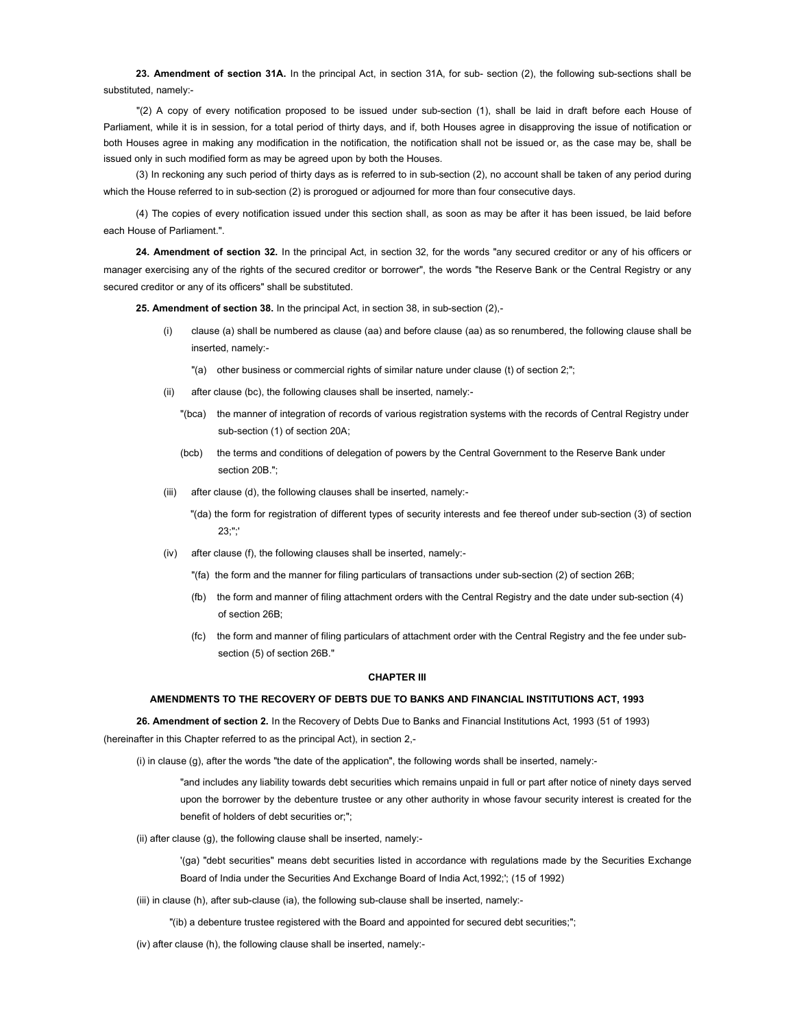**23. Amendment of section 31A.** In the principal Act, in section 31A, for sub- section (2), the following sub-sections shall be substituted, namely:-

"(2) A copy of every notification proposed to be issued under sub-section (1), shall be laid in draft before each House of Parliament, while it is in session, for a total period of thirty days, and if, both Houses agree in disapproving the issue of notification or both Houses agree in making any modification in the notification, the notification shall not be issued or, as the case may be, shall be issued only in such modified form as may be agreed upon by both the Houses.

(3) In reckoning any such period of thirty days as is referred to in sub-section (2), no account shall be taken of any period during which the House referred to in sub-section (2) is prorogued or adjourned for more than four consecutive days.

(4) The copies of every notification issued under this section shall, as soon as may be after it has been issued, be laid before each House of Parliament.".

**24. Amendment of section 32.** In the principal Act, in section 32, for the words "any secured creditor or any of his officers or manager exercising any of the rights of the secured creditor or borrower", the words "the Reserve Bank or the Central Registry or any secured creditor or any of its officers" shall be substituted.

**25. Amendment of section 38.** In the principal Act, in section 38, in sub-section (2),-

(i) clause (a) shall be numbered as clause (aa) and before clause (aa) as so renumbered, the following clause shall be inserted, namely:-

"(a) other business or commercial rights of similar nature under clause (t) of section 2;";

(ii) after clause (bc), the following clauses shall be inserted, namely:-

"(bca) the manner of integration of records of various registration systems with the records of Central Registry under sub-section (1) of section 20A;

(bcb) the terms and conditions of delegation of powers by the Central Government to the Reserve Bank under section 20B.";

(iii) after clause (d), the following clauses shall be inserted, namely:-

"(da) the form for registration of different types of security interests and fee thereof under sub-section (3) of section 23;";'

(iv) after clause (f), the following clauses shall be inserted, namely:-

"(fa) the form and the manner for filing particulars of transactions under sub-section (2) of section 26B;

(fb) the form and manner of filing attachment orders with the Central Registry and the date under sub-section (4) of section 26B;

(fc) the form and manner of filing particulars of attachment order with the Central Registry and the fee under sub-section (5) of section 26B."

## CHAPTER III

## AMENDMENTS TO THE RECOVERY OF DEBTS DUE TO BANKS AND FINANCIAL INSTITUTIONS ACT, 1993

**26. Amendment of section 2.** In the Recovery of Debts Due to Banks and Financial Institutions Act, 1993 (51 of 1993) (hereinafter in this Chapter referred to as the principal Act), in section 2,-

(i) in clause (g), after the words "the date of the application", the following words shall be inserted, namely:-

"and includes any liability towards debt securities which remains unpaid in full or part after notice of ninety days served upon the borrower by the debenture trustee or any other authority in whose favour security interest is created for the benefit of holders of debt securities or;";

(ii) after clause (g), the following clause shall be inserted, namely:-

'(ga) "debt securities" means debt securities listed in accordance with regulations made by the Securities Exchange Board of India under the Securities And Exchange Board of India Act,1992;'; (15 of 1992)

(iii) in clause (h), after sub-clause (ia), the following sub-clause shall be inserted, namely:-

"(ib) a debenture trustee registered with the Board and appointed for secured debt securities;";

(iv) after clause (h), the following clause shall be inserted, namely:-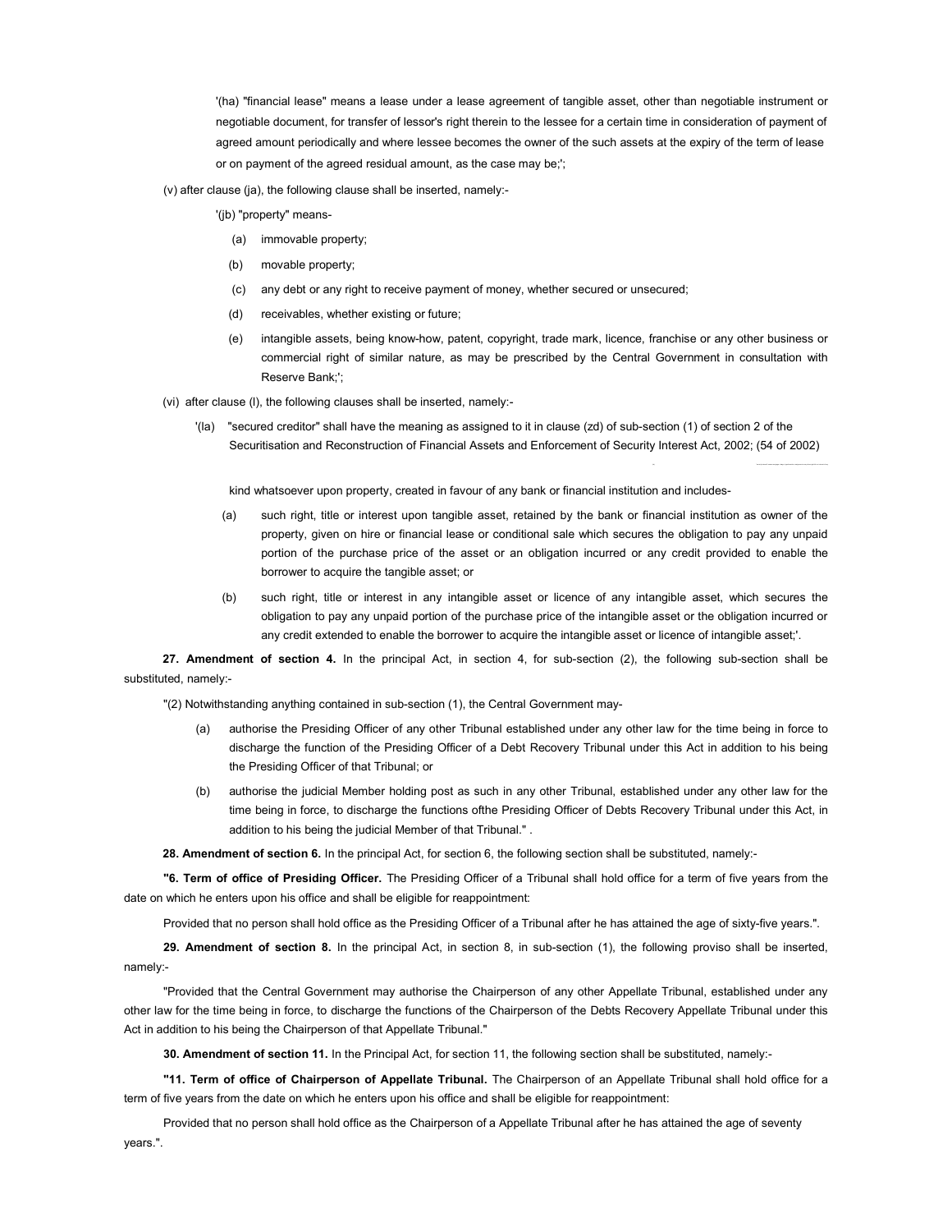'(ha) "financial lease" means a lease under a lease agreement of tangible asset, other than negotiable instrument or negotiable document, for transfer of lessor's right therein to the lessee for a certain time in consideration of payment of agreed amount periodically and where lessee becomes the owner of the such assets at the expiry of the term of lease or on payment of the agreed residual amount, as the case may be;';

(v) after clause (ja), the following clause shall be inserted, namely:-

'(jb) "property" means-

(a) immovable property;

(b) movable property;

(c) any debt or any right to receive payment of money, whether secured or unsecured;

(d) receivables, whether existing or future;

(e) intangible assets, being know-how, patent, copyright, trade mark, licence, franchise or any other business or commercial right of similar nature, as may be prescribed by the Central Government in consultation with Reserve Bank;';

(vi) after clause (l), the following clauses shall be inserted, namely:-

'(la) "secured creditor" shall have the meaning as assigned to it in clause (zd) of sub-section (1) of section 2 of the Securitisation and Reconstruction of Financial Assets and Enforcement of Security Interest Act, 2002; (54 of 2002)

kind whatsoever upon property, created in favour of any bank or financial institution and includes-

(a) such right, title or interest upon tangible asset, retained by the bank or financial institution as owner of the property, given on hire or financial lease or conditional sale which secures the obligation to pay any unpaid portion of the purchase price of the asset or an obligation incurred or any credit provided to enable the borrower to acquire the tangible asset; or

(b) such right, title or interest in any intangible asset or licence of any intangible asset, which secures the obligation to pay any unpaid portion of the purchase price of the intangible asset or the obligation incurred or any credit extended to enable the borrower to acquire the intangible asset or licence of intangible asset;'.

**27. Amendment of section 4.** In the principal Act, in section 4, for sub-section (2), the following sub-section shall be substituted, namely:-

"(2) Notwithstanding anything contained in sub-section (1), the Central Government may-

(a) authorise the Presiding Officer of any other Tribunal established under any other law for the time being in force to discharge the function of the Presiding Officer of a Debt Recovery Tribunal under this Act in addition to his being the Presiding Officer of that Tribunal; or

(b) authorise the judicial Member holding post as such in any other Tribunal, established under any other law for the time being in force, to discharge the functions ofthe Presiding Officer of Debts Recovery Tribunal under this Act, in addition to his being the judicial Member of that Tribunal." .

**28. Amendment of section 6.** In the principal Act, for section 6, the following section shall be substituted, namely:-

**"6. Term of office of Presiding Officer.** The Presiding Officer of a Tribunal shall hold office for a term of five years from the date on which he enters upon his office and shall be eligible for reappointment:

Provided that no person shall hold office as the Presiding Officer of a Tribunal after he has attained the age of sixty-five years.".

**29. Amendment of section 8.** In the principal Act, in section 8, in sub-section (1), the following proviso shall be inserted, namely:-

"Provided that the Central Government may authorise the Chairperson of any other Appellate Tribunal, established under any other law for the time being in force, to discharge the functions of the Chairperson of the Debts Recovery Appellate Tribunal under this Act in addition to his being the Chairperson of that Appellate Tribunal."

**30. Amendment of section 11.** In the Principal Act, for section 11, the following section shall be substituted, namely:-

**"11. Term of office of Chairperson of Appellate Tribunal.** The Chairperson of an Appellate Tribunal shall hold office for a term of five years from the date on which he enters upon his office and shall be eligible for reappointment:

Provided that no person shall hold office as the Chairperson of a Appellate Tribunal after he has attained the age of seventy years.".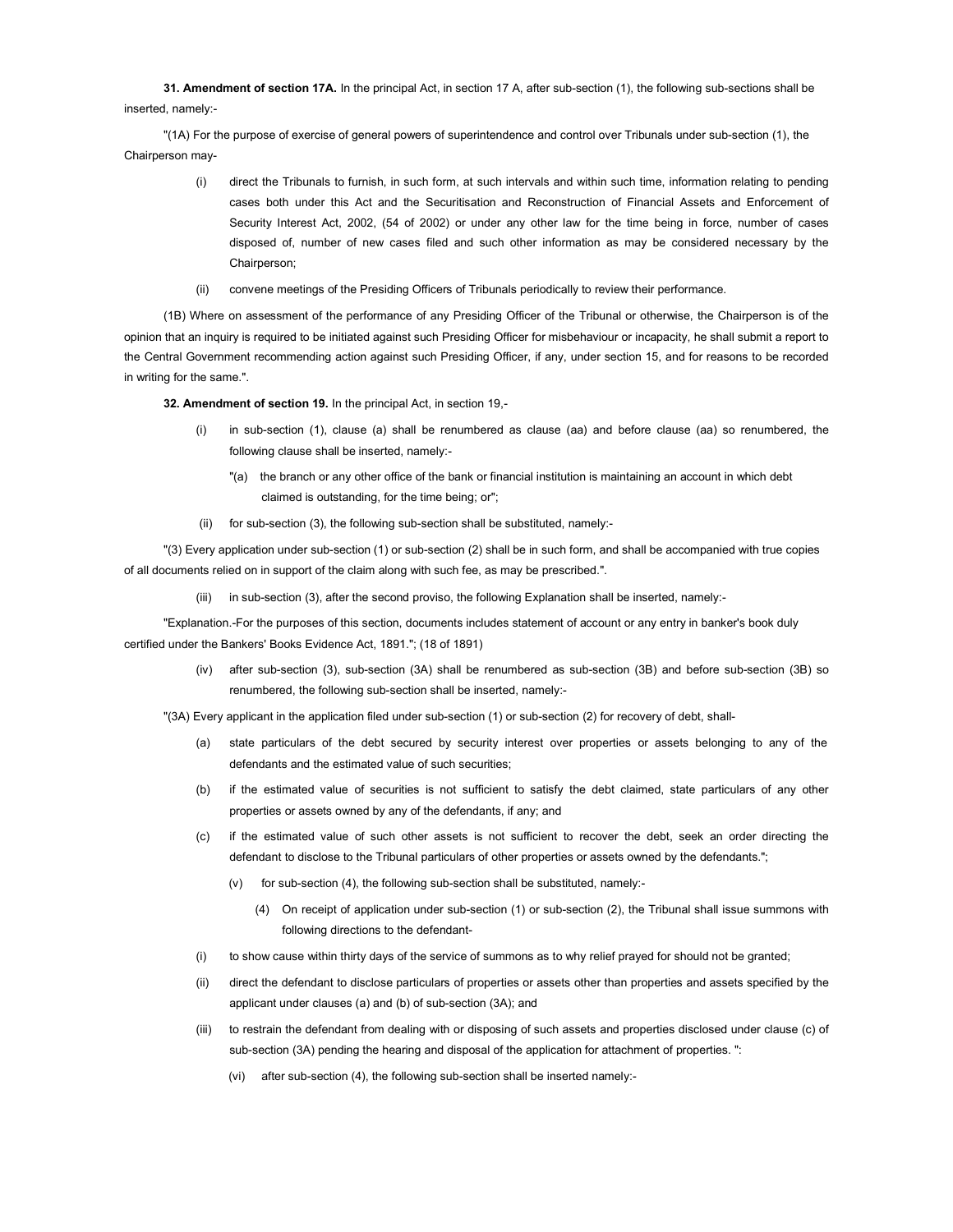**31. Amendment of section 17A.** In the principal Act, in section 17 A, after sub-section (1), the following sub-sections shall be inserted, namely:-

"(1A) For the purpose of exercise of general powers of superintendence and control over Tribunals under sub-section (1), the Chairperson may-

(i) direct the Tribunals to furnish, in such form, at such intervals and within such time, information relating to pending cases both under this Act and the Securitisation and Reconstruction of Financial Assets and Enforcement of Security Interest Act, 2002, (54 of 2002) or under any other law for the time being in force, number of cases disposed of, number of new cases filed and such other information as may be considered necessary by the Chairperson;

(ii) convene meetings of the Presiding Officers of Tribunals periodically to review their performance.

(1B) Where on assessment of the performance of any Presiding Officer of the Tribunal or otherwise, the Chairperson is of the opinion that an inquiry is required to be initiated against such Presiding Officer for misbehaviour or incapacity, he shall submit a report to the Central Government recommending action against such Presiding Officer, if any, under section 15, and for reasons to be recorded in writing for the same.".

**32. Amendment of section 19.** In the principal Act, in section 19,-

(i) in sub-section (1), clause (a) shall be renumbered as clause (aa) and before clause (aa) so renumbered, the following clause shall be inserted, namely:-

"(a) the branch or any other office of the bank or financial institution is maintaining an account in which debt claimed is outstanding, for the time being; or";

(ii) for sub-section (3), the following sub-section shall be substituted, namely:-

"(3) Every application under sub-section (1) or sub-section (2) shall be in such form, and shall be accompanied with true copies of all documents relied on in support of the claim along with such fee, as may be prescribed.".

(iii) in sub-section (3), after the second proviso, the following Explanation shall be inserted, namely:-

"Explanation.-For the purposes of this section, documents includes statement of account or any entry in banker's book duly certified under the Bankers' Books Evidence Act, 1891."; (18 of 1891)

(iv) after sub-section (3), sub-section (3A) shall be renumbered as sub-section (3B) and before sub-section (3B) so renumbered, the following sub-section shall be inserted, namely:-

"(3A) Every applicant in the application filed under sub-section (1) or sub-section (2) for recovery of debt, shall-

(a) state particulars of the debt secured by security interest over properties or assets belonging to any of the defendants and the estimated value of such securities;

(b) if the estimated value of securities is not sufficient to satisfy the debt claimed, state particulars of any other properties or assets owned by any of the defendants, if any; and

(c) if the estimated value of such other assets is not sufficient to recover the debt, seek an order directing the defendant to disclose to the Tribunal particulars of other properties or assets owned by the defendants.";

(v) for sub-section (4), the following sub-section shall be substituted, namely:-

(4) On receipt of application under sub-section (1) or sub-section (2), the Tribunal shall issue summons with following directions to the defendant-

(i) to show cause within thirty days of the service of summons as to why relief prayed for should not be granted;

(ii) direct the defendant to disclose particulars of properties or assets other than properties and assets specified by the applicant under clauses (a) and (b) of sub-section (3A); and

(iii) to restrain the defendant from dealing with or disposing of such assets and properties disclosed under clause (c) of sub-section (3A) pending the hearing and disposal of the application for attachment of properties. ":

(vi) after sub-section (4), the following sub-section shall be inserted namely:-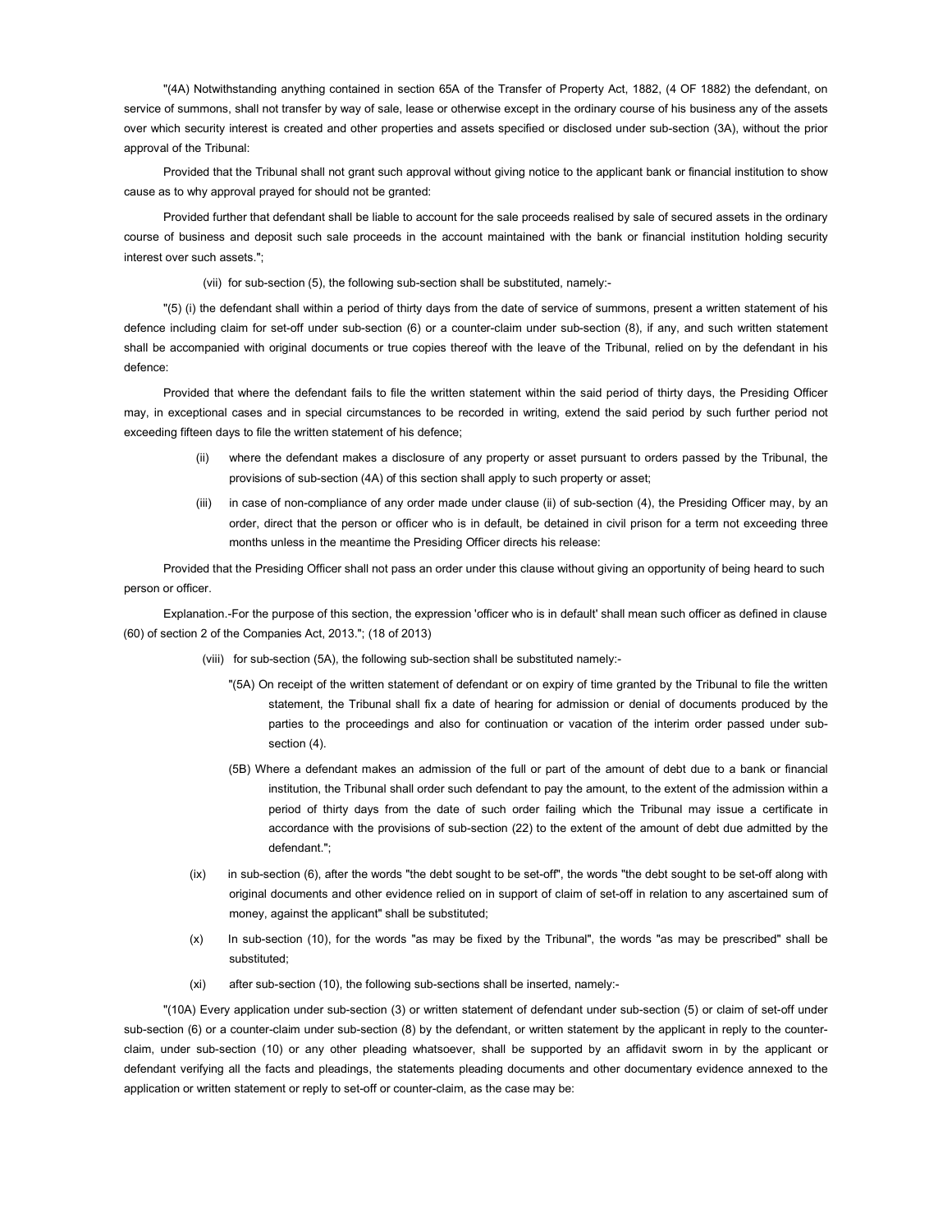"(4A) Notwithstanding anything contained in section 65A of the Transfer of Property Act, 1882, (4 OF 1882) the defendant, on service of summons, shall not transfer by way of sale, lease or otherwise except in the ordinary course of his business any of the assets over which security interest is created and other properties and assets specified or disclosed under sub-section (3A), without the prior approval of the Tribunal:

Provided that the Tribunal shall not grant such approval without giving notice to the applicant bank or financial institution to show cause as to why approval prayed for should not be granted:

Provided further that defendant shall be liable to account for the sale proceeds realised by sale of secured assets in the ordinary course of business and deposit such sale proceeds in the account maintained with the bank or financial institution holding security interest over such assets.";

(vii) for sub-section (5), the following sub-section shall be substituted, namely:-

"(5) (i) the defendant shall within a period of thirty days from the date of service of summons, present a written statement of his defence including claim for set-off under sub-section (6) or a counter-claim under sub-section (8), if any, and such written statement shall be accompanied with original documents or true copies thereof with the leave of the Tribunal, relied on by the defendant in his defence:

Provided that where the defendant fails to file the written statement within the said period of thirty days, the Presiding Officer may, in exceptional cases and in special circumstances to be recorded in writing, extend the said period by such further period not exceeding fifteen days to file the written statement of his defence;

(ii) where the defendant makes a disclosure of any property or asset pursuant to orders passed by the Tribunal, the provisions of sub-section (4A) of this section shall apply to such property or asset;

(iii) in case of non-compliance of any order made under clause (ii) of sub-section (4), the Presiding Officer may, by an order, direct that the person or officer who is in default, be detained in civil prison for a term not exceeding three months unless in the meantime the Presiding Officer directs his release:

Provided that the Presiding Officer shall not pass an order under this clause without giving an opportunity of being heard to such person or officer.

Explanation.-For the purpose of this section, the expression 'officer who is in default' shall mean such officer as defined in clause (60) of section 2 of the Companies Act, 2013."; (18 of 2013)

(viii) for sub-section (5A), the following sub-section shall be substituted namely:-

"(5A) On receipt of the written statement of defendant or on expiry of time granted by the Tribunal to file the written statement, the Tribunal shall fix a date of hearing for admission or denial of documents produced by the parties to the proceedings and also for continuation or vacation of the interim order passed under sub-section (4).

(5B) Where a defendant makes an admission of the full or part of the amount of debt due to a bank or financial institution, the Tribunal shall order such defendant to pay the amount, to the extent of the admission within a period of thirty days from the date of such order failing which the Tribunal may issue a certificate in accordance with the provisions of sub-section (22) to the extent of the amount of debt due admitted by the defendant.";

(ix) in sub-section (6), after the words "the debt sought to be set-off", the words "the debt sought to be set-off along with original documents and other evidence relied on in support of claim of set-off in relation to any ascertained sum of money, against the applicant" shall be substituted;

(x) In sub-section (10), for the words "as may be fixed by the Tribunal", the words "as may be prescribed" shall be substituted;

(xi) after sub-section (10), the following sub-sections shall be inserted, namely:-

"(10A) Every application under sub-section (3) or written statement of defendant under sub-section (5) or claim of set-off under sub-section (6) or a counter-claim under sub-section (8) by the defendant, or written statement by the applicant in reply to the counter-claim, under sub-section (10) or any other pleading whatsoever, shall be supported by an affidavit sworn in by the applicant or defendant verifying all the facts and pleadings, the statements pleading documents and other documentary evidence annexed to the application or written statement or reply to set-off or counter-claim, as the case may be: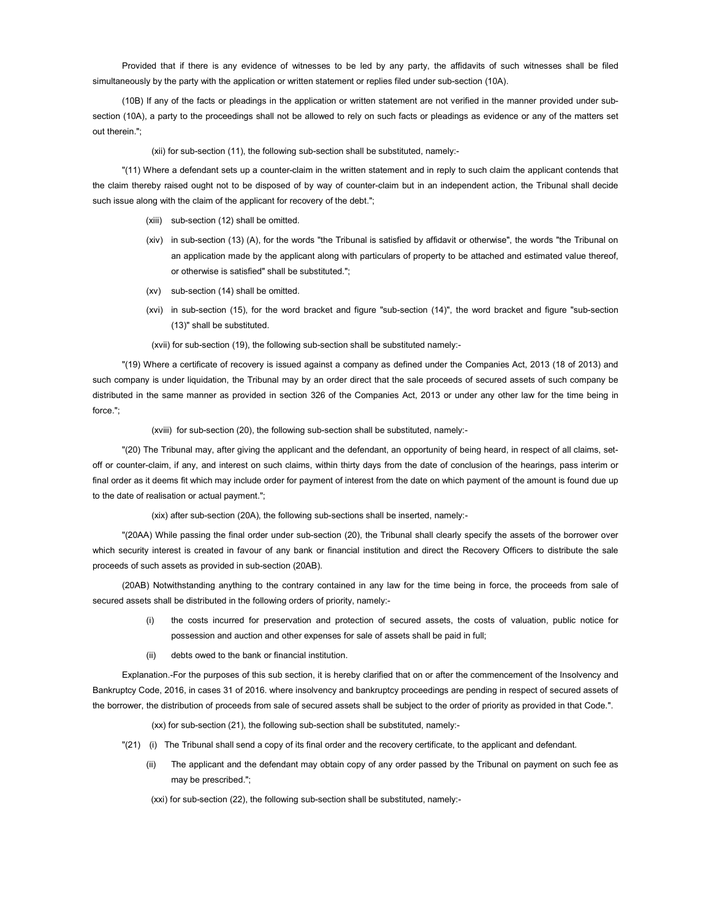Provided that if there is any evidence of witnesses to be led by any party, the affidavits of such witnesses shall be filed simultaneously by the party with the application or written statement or replies filed under sub-section (10A).

(10B) If any of the facts or pleadings in the application or written statement are not verified in the manner provided under sub-section (10A), a party to the proceedings shall not be allowed to rely on such facts or pleadings as evidence or any of the matters set out therein.";

(xii) for sub-section (11), the following sub-section shall be substituted, namely:-

"(11) Where a defendant sets up a counter-claim in the written statement and in reply to such claim the applicant contends that the claim thereby raised ought not to be disposed of by way of counter-claim but in an independent action, the Tribunal shall decide such issue along with the claim of the applicant for recovery of the debt.";

(xiii) sub-section (12) shall be omitted.

(xiv) in sub-section (13) (A), for the words "the Tribunal is satisfied by affidavit or otherwise", the words "the Tribunal on an application made by the applicant along with particulars of property to be attached and estimated value thereof, or otherwise is satisfied" shall be substituted.";

(xv) sub-section (14) shall be omitted.

(xvi) in sub-section (15), for the word bracket and figure "sub-section (14)", the word bracket and figure "sub-section (13)" shall be substituted.

(xvii) for sub-section (19), the following sub-section shall be substituted namely:-

"(19) Where a certificate of recovery is issued against a company as defined under the Companies Act, 2013 (18 of 2013) and such company is under liquidation, the Tribunal may by an order direct that the sale proceeds of secured assets of such company be distributed in the same manner as provided in section 326 of the Companies Act, 2013 or under any other law for the time being in force.";

(xviii) for sub-section (20), the following sub-section shall be substituted, namely:-

"(20) The Tribunal may, after giving the applicant and the defendant, an opportunity of being heard, in respect of all claims, set-off or counter-claim, if any, and interest on such claims, within thirty days from the date of conclusion of the hearings, pass interim or final order as it deems fit which may include order for payment of interest from the date on which payment of the amount is found due up to the date of realisation or actual payment.";

(xix) after sub-section (20A), the following sub-sections shall be inserted, namely:-

"(20AA) While passing the final order under sub-section (20), the Tribunal shall clearly specify the assets of the borrower over which security interest is created in favour of any bank or financial institution and direct the Recovery Officers to distribute the sale proceeds of such assets as provided in sub-section (20AB).

(20AB) Notwithstanding anything to the contrary contained in any law for the time being in force, the proceeds from sale of secured assets shall be distributed in the following orders of priority, namely:-

(i) the costs incurred for preservation and protection of secured assets, the costs of valuation, public notice for possession and auction and other expenses for sale of assets shall be paid in full;

(ii) debts owed to the bank or financial institution.

Explanation.-For the purposes of this sub section, it is hereby clarified that on or after the commencement of the Insolvency and Bankruptcy Code, 2016, in cases 31 of 2016. where insolvency and bankruptcy proceedings are pending in respect of secured assets of the borrower, the distribution of proceeds from sale of secured assets shall be subject to the order of priority as provided in that Code.".

(xx) for sub-section (21), the following sub-section shall be substituted, namely:-

"(21) (i) The Tribunal shall send a copy of its final order and the recovery certificate, to the applicant and defendant.

(ii) The applicant and the defendant may obtain copy of any order passed by the Tribunal on payment on such fee as may be prescribed.";

(xxi) for sub-section (22), the following sub-section shall be substituted, namely:-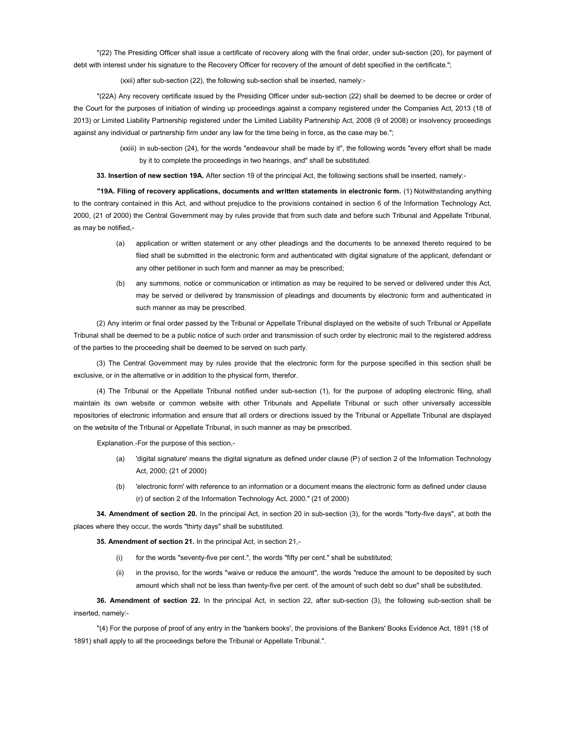"(22) The Presiding Officer shall issue a certificate of recovery along with the final order, under sub-section (20), for payment of debt with interest under his signature to the Recovery Officer for recovery of the amount of debt specified in the certificate.";

(xxii) after sub-section (22), the following sub-section shall be inserted, namely:-

"(22A) Any recovery certificate issued by the Presiding Officer under sub-section (22) shall be deemed to be decree or order of the Court for the purposes of initiation of winding up proceedings against a company registered under the Companies Act, 2013 (18 of 2013) or Limited Liability Partnership registered under the Limited Liability Partnership Act, 2008 (9 of 2008) or insolvency proceedings against any individual or partnership firm under any law for the time being in force, as the case may be.";

(xxiii) in sub-section (24), for the words "endeavour shall be made by it", the following words "every effort shall be made by it to complete the proceedings in two hearings, and" shall be substituted.

**33. Insertion of new section 19A.** After section 19 of the principal Act, the following sections shall be inserted, namely:-

**"19A. Filing of recovery applications, documents and written statements in electronic form.** (1) Notwithstanding anything to the contrary contained in this Act, and without prejudice to the provisions contained in section 6 of the Information Technology Act, 2000, (21 of 2000) the Central Government may by rules provide that from such date and before such Tribunal and Appellate Tribunal, as may be notified,-

(a) application or written statement or any other pleadings and the documents to be annexed thereto required to be filed shall be submitted in the electronic form and authenticated with digital signature of the applicant, defendant or any other petitioner in such form and manner as may be prescribed;

(b) any summons, notice or communication or intimation as may be required to be served or delivered under this Act, may be served or delivered by transmission of pleadings and documents by electronic form and authenticated in such manner as may be prescribed.

(2) Any interim or final order passed by the Tribunal or Appellate Tribunal displayed on the website of such Tribunal or Appellate Tribunal shall be deemed to be a public notice of such order and transmission of such order by electronic mail to the registered address of the parties to the proceeding shall be deemed to be served on such party.

(3) The Central Government may by rules provide that the electronic form for the purpose specified in this section shall be exclusive, or in the alternative or in addition to the physical form, therefor.

(4) The Tribunal or the Appellate Tribunal notified under sub-section (1), for the purpose of adopting electronic filing, shall maintain its own website or common website with other Tribunals and Appellate Tribunal or such other universally accessible repositories of electronic information and ensure that all orders or directions issued by the Tribunal or Appellate Tribunal are displayed on the website of the Tribunal or Appellate Tribunal, in such manner as may be prescribed.

Explanation.-For the purpose of this section,-

(a) 'digital signature' means the digital signature as defined under clause (P) of section 2 of the Information Technology Act, 2000; (21 of 2000)

(b) 'electronic form' with reference to an information or a document means the electronic form as defined under clause (r) of section 2 of the Information Technology Act, 2000." (21 of 2000)

**34. Amendment of section 20.** In the principal Act, in section 20 in sub-section (3), for the words "forty-five days", at both the places where they occur, the words "thirty days" shall be substituted.

**35. Amendment of section 21.** In the principal Act, in section 21,-

(i) for the words "seventy-five per cent.", the words "fifty per cent." shall be substituted;

(ii) in the proviso, for the words "waive or reduce the amount", the words "reduce the amount to be deposited by such amount which shall not be less than twenty-five per cent. of the amount of such debt so due" shall be substituted.

**36. Amendment of section 22.** In the principal Act, in section 22, after sub-section (3), the following sub-section shall be inserted, namely:-

"(4) For the purpose of proof of any entry in the 'bankers books', the provisions of the Bankers' Books Evidence Act, 1891 (18 of 1891) shall apply to all the proceedings before the Tribunal or Appellate Tribunal.".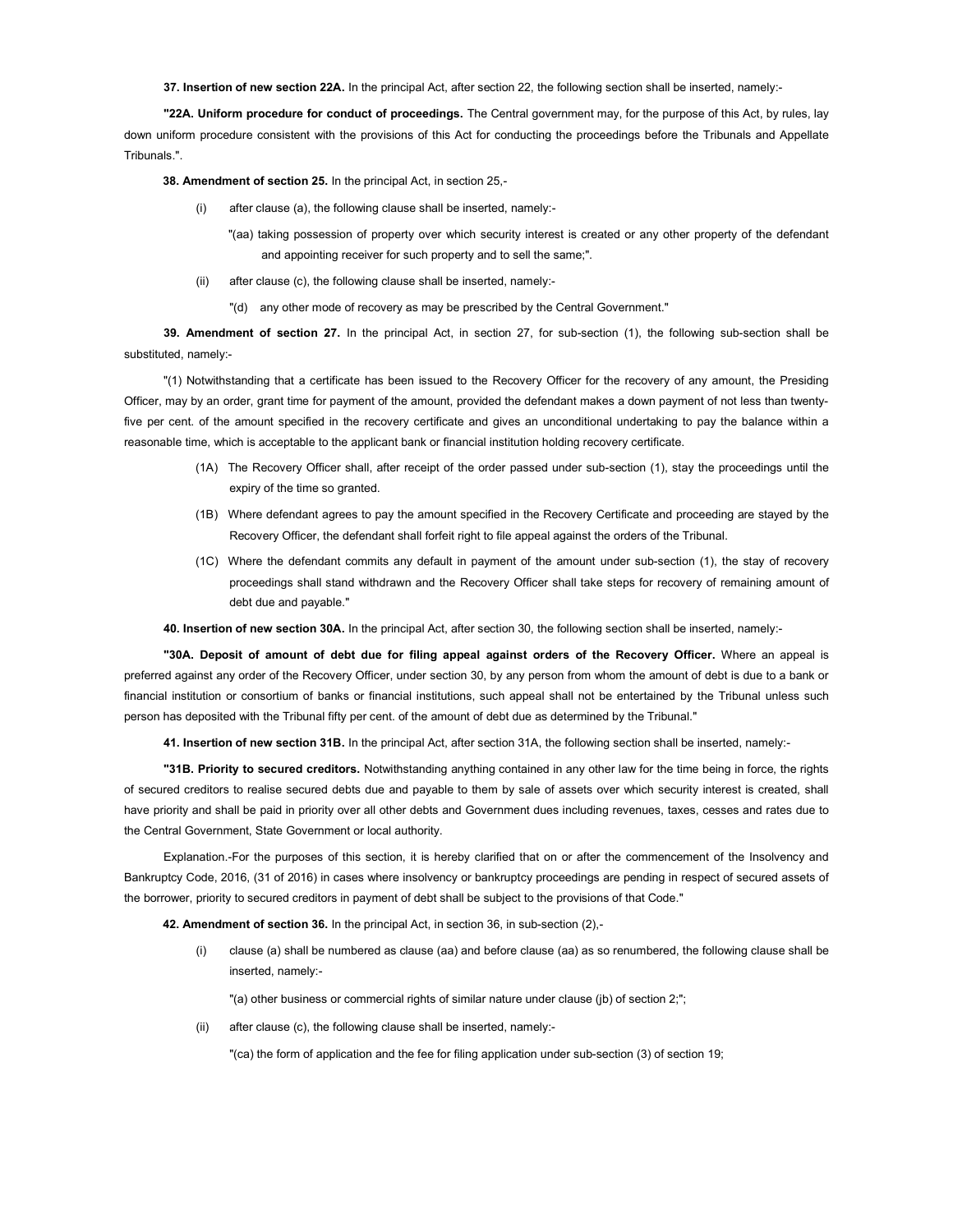**37. Insertion of new section 22A.** In the principal Act, after section 22, the following section shall be inserted, namely:-

**"22A. Uniform procedure for conduct of proceedings.** The Central government may, for the purpose of this Act, by rules, lay down uniform procedure consistent with the provisions of this Act for conducting the proceedings before the Tribunals and Appellate Tribunals.".

**38. Amendment of section 25.** In the principal Act, in section 25,-

(i) after clause (a), the following clause shall be inserted, namely:-

"(aa) taking possession of property over which security interest is created or any other property of the defendant and appointing receiver for such property and to sell the same;".

(ii) after clause (c), the following clause shall be inserted, namely:-

"(d) any other mode of recovery as may be prescribed by the Central Government."

**39. Amendment of section 27.** In the principal Act, in section 27, for sub-section (1), the following sub-section shall be substituted, namely:-

"(1) Notwithstanding that a certificate has been issued to the Recovery Officer for the recovery of any amount, the Presiding Officer, may by an order, grant time for payment of the amount, provided the defendant makes a down payment of not less than twenty-five per cent. of the amount specified in the recovery certificate and gives an unconditional undertaking to pay the balance within a reasonable time, which is acceptable to the applicant bank or financial institution holding recovery certificate.

(1A) The Recovery Officer shall, after receipt of the order passed under sub-section (1), stay the proceedings until the expiry of the time so granted.

(1B) Where defendant agrees to pay the amount specified in the Recovery Certificate and proceeding are stayed by the Recovery Officer, the defendant shall forfeit right to file appeal against the orders of the Tribunal.

(1C) Where the defendant commits any default in payment of the amount under sub-section (1), the stay of recovery proceedings shall stand withdrawn and the Recovery Officer shall take steps for recovery of remaining amount of debt due and payable."

**40. Insertion of new section 30A.** In the principal Act, after section 30, the following section shall be inserted, namely:-

**"30A. Deposit of amount of debt due for filing appeal against orders of the Recovery Officer.** Where an appeal is preferred against any order of the Recovery Officer, under section 30, by any person from whom the amount of debt is due to a bank or financial institution or consortium of banks or financial institutions, such appeal shall not be entertained by the Tribunal unless such person has deposited with the Tribunal fifty per cent. of the amount of debt due as determined by the Tribunal."

**41. Insertion of new section 31B.** In the principal Act, after section 31A, the following section shall be inserted, namely:-

**"31B. Priority to secured creditors.** Notwithstanding anything contained in any other law for the time being in force, the rights of secured creditors to realise secured debts due and payable to them by sale of assets over which security interest is created, shall have priority and shall be paid in priority over all other debts and Government dues including revenues, taxes, cesses and rates due to the Central Government, State Government or local authority.

Explanation.-For the purposes of this section, it is hereby clarified that on or after the commencement of the Insolvency and Bankruptcy Code, 2016, (31 of 2016) in cases where insolvency or bankruptcy proceedings are pending in respect of secured assets of the borrower, priority to secured creditors in payment of debt shall be subject to the provisions of that Code."

**42. Amendment of section 36.** In the principal Act, in section 36, in sub-section (2),-

(i) clause (a) shall be numbered as clause (aa) and before clause (aa) as so renumbered, the following clause shall be inserted, namely:-

"(a) other business or commercial rights of similar nature under clause (jb) of section 2;";

(ii) after clause (c), the following clause shall be inserted, namely:-

"(ca) the form of application and the fee for filing application under sub-section (3) of section 19;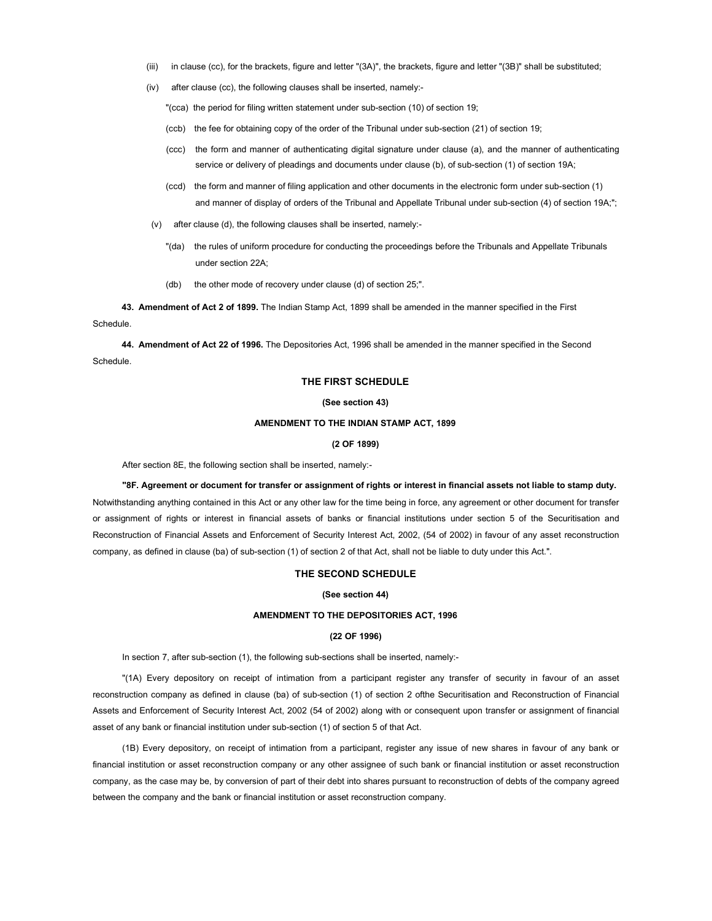(iii) in clause (cc), for the brackets, figure and letter "(3A)", the brackets, figure and letter "(3B)" shall be substituted;

(iv) after clause (cc), the following clauses shall be inserted, namely:-

"(cca) the period for filing written statement under sub-section (10) of section 19;

(ccb) the fee for obtaining copy of the order of the Tribunal under sub-section (21) of section 19;

(ccc) the form and manner of authenticating digital signature under clause (a), and the manner of authenticating service or delivery of pleadings and documents under clause (b), of sub-section (1) of section 19A;

(ccd) the form and manner of filing application and other documents in the electronic form under sub-section (1) and manner of display of orders of the Tribunal and Appellate Tribunal under sub-section (4) of section 19A;";

(v) after clause (d), the following clauses shall be inserted, namely:-

"(da) the rules of uniform procedure for conducting the proceedings before the Tribunals and Appellate Tribunals under section 22A;

(db) the other mode of recovery under clause (d) of section 25;".

**43. Amendment of Act 2 of 1899.** The Indian Stamp Act, 1899 shall be amended in the manner specified in the First Schedule.

**44. Amendment of Act 22 of 1996.** The Depositories Act, 1996 shall be amended in the manner specified in the Second Schedule.

## THE FIRST SCHEDULE

**(See section 43)**

**AMENDMENT TO THE INDIAN STAMP ACT, 1899**

**(2 OF 1899)**

After section 8E, the following section shall be inserted, namely:-

**"8F. Agreement or document for transfer or assignment of rights or interest in financial assets not liable to stamp duty.** Notwithstanding anything contained in this Act or any other law for the time being in force, any agreement or other document for transfer or assignment of rights or interest in financial assets of banks or financial institutions under section 5 of the Securitisation and Reconstruction of Financial Assets and Enforcement of Security Interest Act, 2002, (54 of 2002) in favour of any asset reconstruction company, as defined in clause (ba) of sub-section (1) of section 2 of that Act, shall not be liable to duty under this Act.".

## THE SECOND SCHEDULE

**(See section 44)**

**AMENDMENT TO THE DEPOSITORIES ACT, 1996**

**(22 OF 1996)**

In section 7, after sub-section (1), the following sub-sections shall be inserted, namely:-

"(1A) Every depository on receipt of intimation from a participant register any transfer of security in favour of an asset reconstruction company as defined in clause (ba) of sub-section (1) of section 2 ofthe Securitisation and Reconstruction of Financial Assets and Enforcement of Security Interest Act, 2002 (54 of 2002) along with or consequent upon transfer or assignment of financial asset of any bank or financial institution under sub-section (1) of section 5 of that Act.

(1B) Every depository, on receipt of intimation from a participant, register any issue of new shares in favour of any bank or financial institution or asset reconstruction company or any other assignee of such bank or financial institution or asset reconstruction company, as the case may be, by conversion of part of their debt into shares pursuant to reconstruction of debts of the company agreed between the company and the bank or financial institution or asset reconstruction company.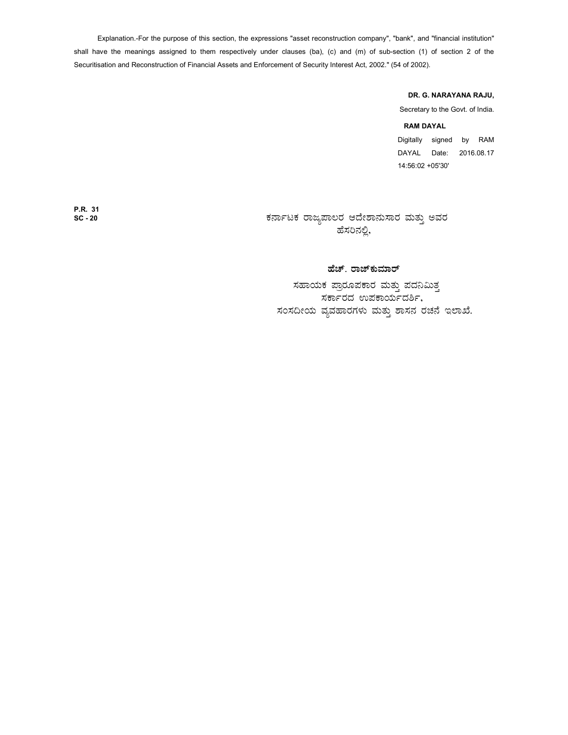Explanation.-For the purpose of this section, the expressions "asset reconstruction company", "bank", and "financial institution" shall have the meanings assigned to them respectively under clauses (ba), (c) and (m) of sub-section (1) of section 2 of the Securitisation and Reconstruction of Financial Assets and Enforcement of Security Interest Act, 2002." (54 of 2002).

**DR. G. NARAYANA RAJU,**

Secretary to the Govt. of India.

**RAM DAYAL**

Digitally signed by RAM DAYAL Date: 2016.08.17 14:56:02 +05'30'

**P.R. 31**
**SC - 20**

ಕರ್ನಾಟಕ ರಾಜ್ಯಪಾಲರ ಆದೇಶಾನುಸಾರ ಮತ್ತು ಅವರ ಹೆಸರಿನಲ್ಲಿ,

**ಹೆಚ್. ರಾಜ್‌ಕುಮಾರ್**

ಸಹಾಯಕ ಪ್ರಾರೂಪಕಾರ ಮತ್ತು ಪದನಿಮಿತ್ತ ಸರ್ಕಾರದ ಉಪಕಾರ್ಯದರ್ಶಿ,
ಸಂಸದೀಯ ವ್ಯವಹಾರಗಳು ಮತ್ತು ಶಾಸನ ರಚನೆ ಇಲಾಖೆ.